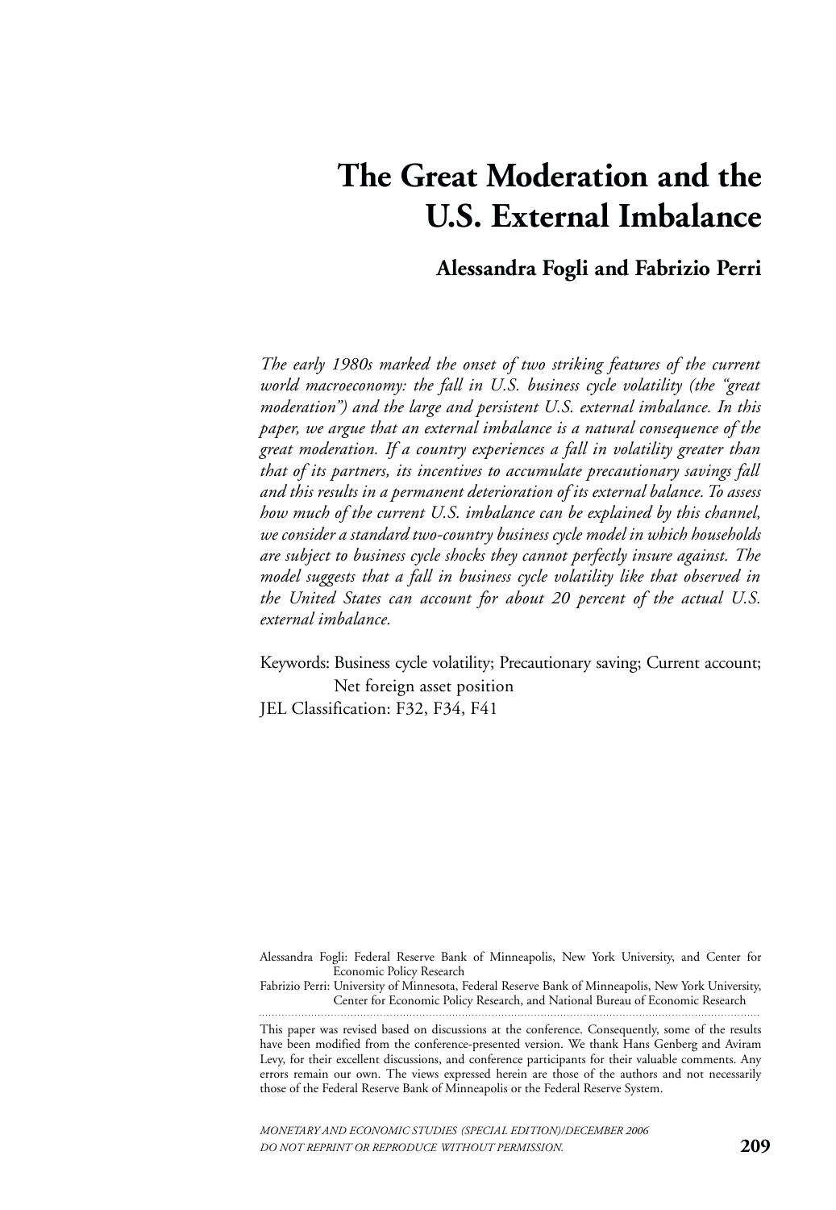# The Great Moderation and the U.S. External Imbalance

**Alessandra Fogli and Fabrizio Perri**

*The early 1980s marked the onset of two striking features of the current world macroeconomy: the fall in U.S. business cycle volatility (the "great moderation") and the large and persistent U.S. external imbalance. In this paper, we argue that an external imbalance is a natural consequence of the great moderation. If a country experiences a fall in volatility greater than that of its partners, its incentives to accumulate precautionary savings fall and this results in a permanent deterioration of its external balance. To assess how much of the current U.S. imbalance can be explained by this channel, we consider a standard two-country business cycle model in which households are subject to business cycle shocks they cannot perfectly insure against. The model suggests that a fall in business cycle volatility like that observed in the United States can account for about 20 percent of the actual U.S. external imbalance.*

Keywords: Business cycle volatility; Precautionary saving; Current account; Net foreign asset position

JEL Classification: F32, F34, F41

Alessandra Fogli: Federal Reserve Bank of Minneapolis, New York University, and Center for Economic Policy Research

Fabrizio Perri: University of Minnesota, Federal Reserve Bank of Minneapolis, New York University, Center for Economic Policy Research, and National Bureau of Economic Research

This paper was revised based on discussions at the conference. Consequently, some of the results have been modified from the conference-presented version. We thank Hans Genberg and Aviram Levy, for their excellent discussions, and conference participants for their valuable comments. Any errors remain our own. The views expressed herein are those of the authors and not necessarily those of the Federal Reserve Bank of Minneapolis or the Federal Reserve System.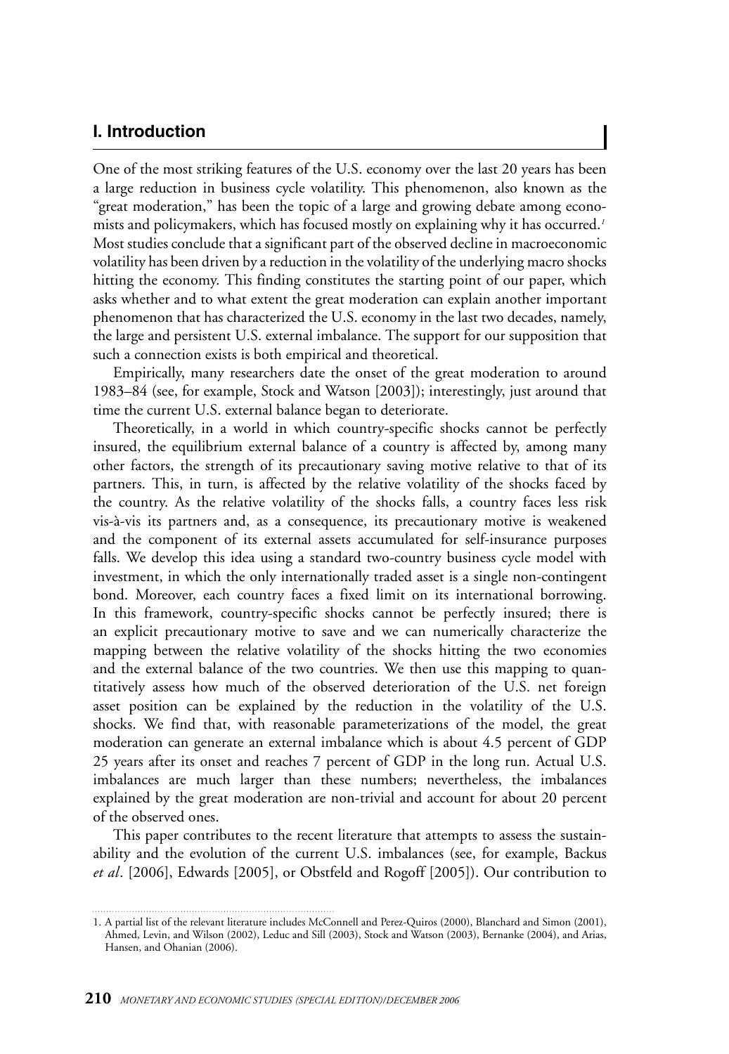## I. Introduction

One of the most striking features of the U.S. economy over the last 20 years has been a large reduction in business cycle volatility. This phenomenon, also known as the "great moderation," has been the topic of a large and growing debate among economists and policymakers, which has focused mostly on explaining why it has occurred.[1] Most studies conclude that a significant part of the observed decline in macroeconomic volatility has been driven by a reduction in the volatility of the underlying macro shocks hitting the economy. This finding constitutes the starting point of our paper, which asks whether and to what extent the great moderation can explain another important phenomenon that has characterized the U.S. economy in the last two decades, namely, the large and persistent U.S. external imbalance. The support for our supposition that such a connection exists is both empirical and theoretical.

Empirically, many researchers date the onset of the great moderation to around 1983–84 (see, for example, Stock and Watson [2003]); interestingly, just around that time the current U.S. external balance began to deteriorate.

Theoretically, in a world in which country-specific shocks cannot be perfectly insured, the equilibrium external balance of a country is affected by, among many other factors, the strength of its precautionary saving motive relative to that of its partners. This, in turn, is affected by the relative volatility of the shocks faced by the country. As the relative volatility of the shocks falls, a country faces less risk vis-à-vis its partners and, as a consequence, its precautionary motive is weakened and the component of its external assets accumulated for self-insurance purposes falls. We develop this idea using a standard two-country business cycle model with investment, in which the only internationally traded asset is a single non-contingent bond. Moreover, each country faces a fixed limit on its international borrowing. In this framework, country-specific shocks cannot be perfectly insured; there is an explicit precautionary motive to save and we can numerically characterize the mapping between the relative volatility of the shocks hitting the two economies and the external balance of the two countries. We then use this mapping to quantitatively assess how much of the observed deterioration of the U.S. net foreign asset position can be explained by the reduction in the volatility of the U.S. shocks. We find that, with reasonable parameterizations of the model, the great moderation can generate an external imbalance which is about 4.5 percent of GDP 25 years after its onset and reaches 7 percent of GDP in the long run. Actual U.S. imbalances are much larger than these numbers; nevertheless, the imbalances explained by the great moderation are non-trivial and account for about 20 percent of the observed ones.

This paper contributes to the recent literature that attempts to assess the sustainability and the evolution of the current U.S. imbalances (see, for example, Backus *et al*. [2006], Edwards [2005], or Obstfeld and Rogoff [2005]). Our contribution to

1. A partial list of the relevant literature includes McConnell and Perez-Quiros (2000), Blanchard and Simon (2001), Ahmed, Levin, and Wilson (2002), Leduc and Sill (2003), Stock and Watson (2003), Bernanke (2004), and Arias, Hansen, and Ohanian (2006).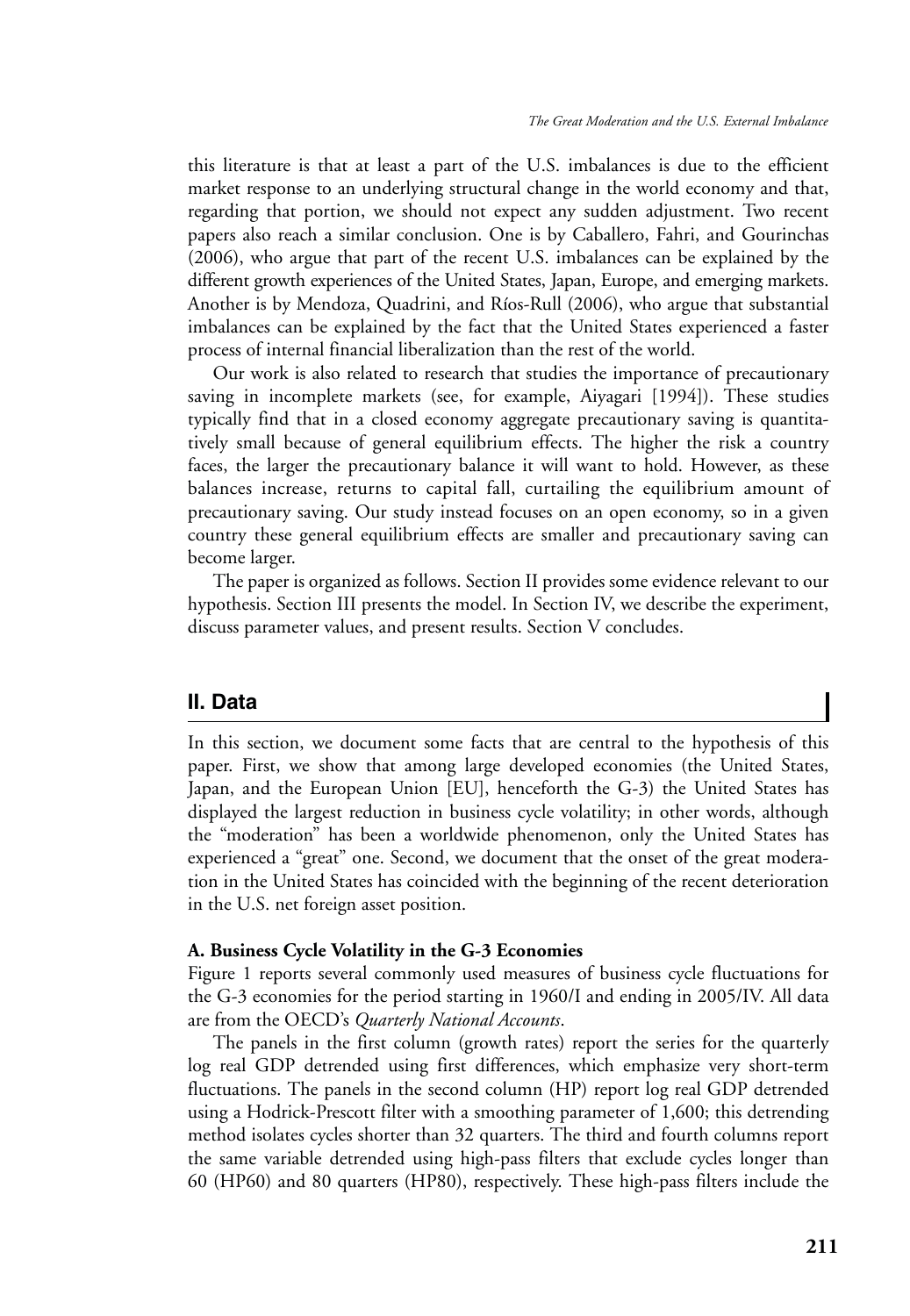this literature is that at least a part of the U.S. imbalances is due to the efficient market response to an underlying structural change in the world economy and that, regarding that portion, we should not expect any sudden adjustment. Two recent papers also reach a similar conclusion. One is by Caballero, Fahri, and Gourinchas (2006), who argue that part of the recent U.S. imbalances can be explained by the different growth experiences of the United States, Japan, Europe, and emerging markets. Another is by Mendoza, Quadrini, and Ríos-Rull (2006), who argue that substantial imbalances can be explained by the fact that the United States experienced a faster process of internal financial liberalization than the rest of the world.

Our work is also related to research that studies the importance of precautionary saving in incomplete markets (see, for example, Aiyagari [1994]). These studies typically find that in a closed economy aggregate precautionary saving is quantitatively small because of general equilibrium effects. The higher the risk a country faces, the larger the precautionary balance it will want to hold. However, as these balances increase, returns to capital fall, curtailing the equilibrium amount of precautionary saving. Our study instead focuses on an open economy, so in a given country these general equilibrium effects are smaller and precautionary saving can become larger.

The paper is organized as follows. Section II provides some evidence relevant to our hypothesis. Section III presents the model. In Section IV, we describe the experiment, discuss parameter values, and present results. Section V concludes.

## II. Data

In this section, we document some facts that are central to the hypothesis of this paper. First, we show that among large developed economies (the United States, Japan, and the European Union [EU], henceforth the G-3) the United States has displayed the largest reduction in business cycle volatility; in other words, although the "moderation" has been a worldwide phenomenon, only the United States has experienced a "great" one. Second, we document that the onset of the great moderation in the United States has coincided with the beginning of the recent deterioration in the U.S. net foreign asset position.

### A. Business Cycle Volatility in the G-3 Economies

Figure 1 reports several commonly used measures of business cycle fluctuations for the G-3 economies for the period starting in 1960/I and ending in 2005/IV. All data are from the OECD's *Quarterly National Accounts*.

The panels in the first column (growth rates) report the series for the quarterly log real GDP detrended using first differences, which emphasize very short-term fluctuations. The panels in the second column (HP) report log real GDP detrended using a Hodrick-Prescott filter with a smoothing parameter of 1,600; this detrending method isolates cycles shorter than 32 quarters. The third and fourth columns report the same variable detrended using high-pass filters that exclude cycles longer than 60 (HP60) and 80 quarters (HP80), respectively. These high-pass filters include the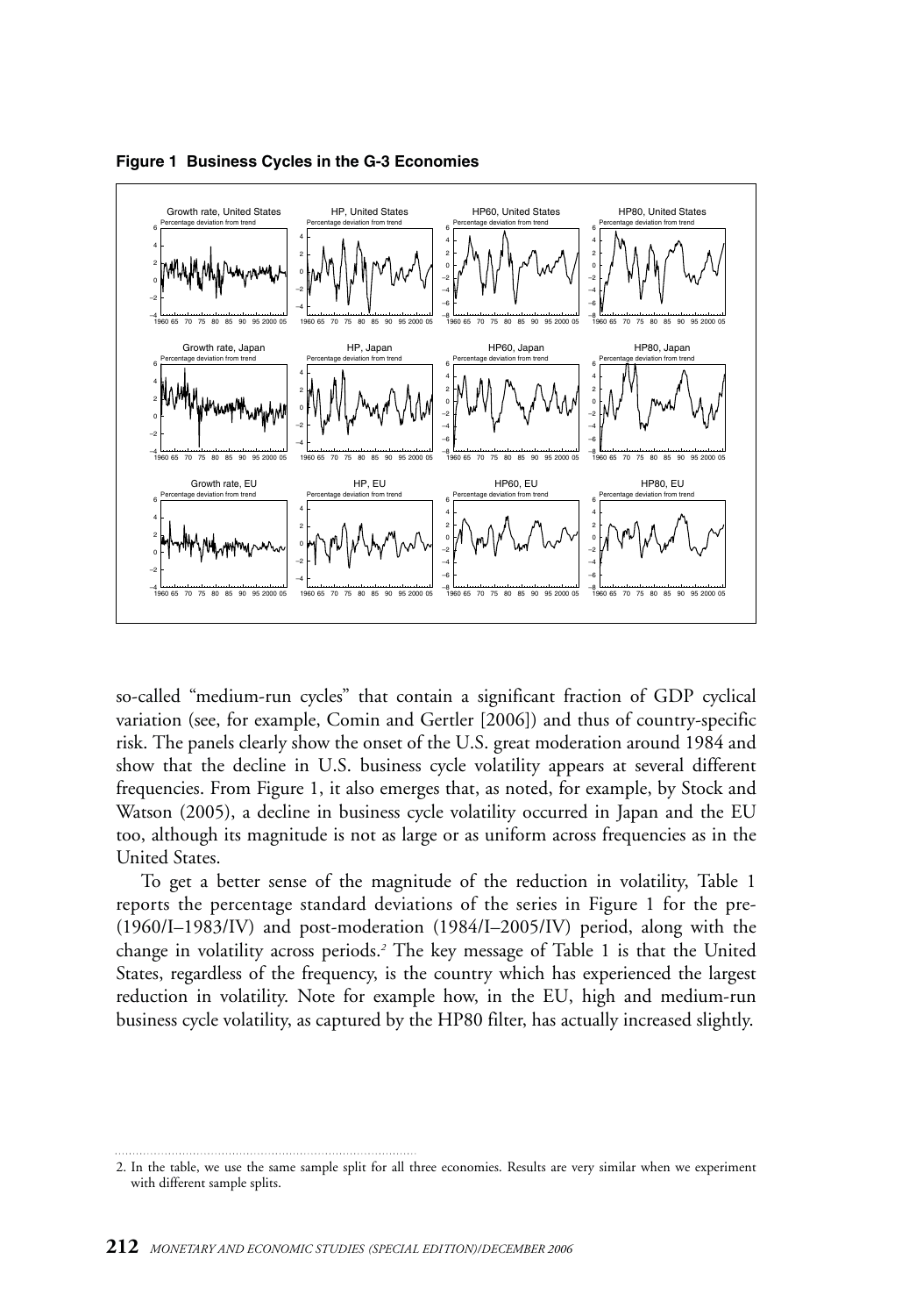**Figure 1 Business Cycles in the G-3 Economies**

so-called "medium-run cycles" that contain a significant fraction of GDP cyclical variation (see, for example, Comin and Gertler [2006]) and thus of country-specific risk. The panels clearly show the onset of the U.S. great moderation around 1984 and show that the decline in U.S. business cycle volatility appears at several different frequencies. From Figure 1, it also emerges that, as noted, for example, by Stock and Watson (2005), a decline in business cycle volatility occurred in Japan and the EU too, although its magnitude is not as large or as uniform across frequencies as in the United States.

To get a better sense of the magnitude of the reduction in volatility, Table 1 reports the percentage standard deviations of the series in Figure 1 for the pre- (1960/I–1983/IV) and post-moderation (1984/I–2005/IV) period, along with the change in volatility across periods.[2] The key message of Table 1 is that the United States, regardless of the frequency, is the country which has experienced the largest reduction in volatility. Note for example how, in the EU, high and medium-run business cycle volatility, as captured by the HP80 filter, has actually increased slightly.

2. In the table, we use the same sample split for all three economies. Results are very similar when we experiment with different sample splits.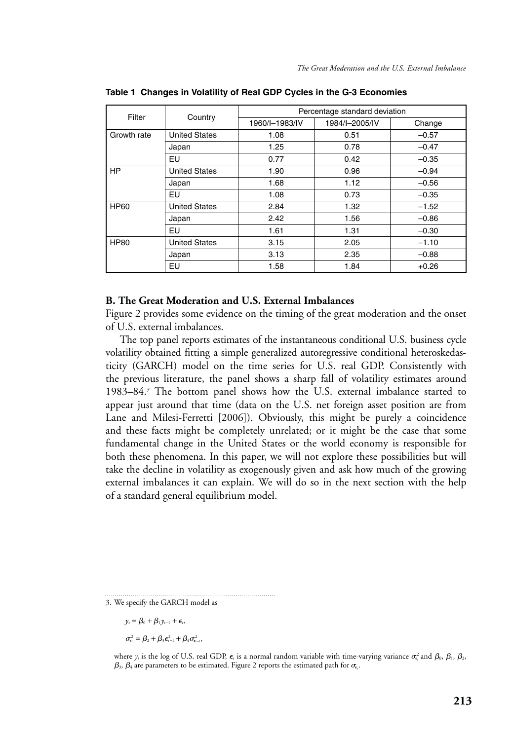**Table 1 Changes in Volatility of Real GDP Cycles in the G-3 Economies**

| Filter | Country | Percentage standard deviation | | |
|---|---|---|---|---|
| | | 1960/I–1983/IV | 1984/I–2005/IV | Change |
| Growth rate | United States | 1.08 | 0.51 | –0.57 |
| | Japan | 1.25 | 0.78 | –0.47 |
| | EU | 0.77 | 0.42 | –0.35 |
| HP | United States | 1.90 | 0.96 | –0.94 |
| | Japan | 1.68 | 1.12 | –0.56 |
| | EU | 1.08 | 0.73 | –0.35 |
| HP60 | United States | 2.84 | 1.32 | –1.52 |
| | Japan | 2.42 | 1.56 | –0.86 |
| | EU | 1.61 | 1.31 | –0.30 |
| HP80 | United States | 3.15 | 2.05 | –1.10 |
| | Japan | 3.13 | 2.35 | –0.88 |
| | EU | 1.58 | 1.84 | +0.26 |

### B. The Great Moderation and U.S. External Imbalances

Figure 2 provides some evidence on the timing of the great moderation and the onset of U.S. external imbalances.

The top panel reports estimates of the instantaneous conditional U.S. business cycle volatility obtained fitting a simple generalized autoregressive conditional heteroskedasticity (GARCH) model on the time series for U.S. real GDP. Consistently with the previous literature, the panel shows a sharp fall of volatility estimates around 1983–84.[3] The bottom panel shows how the U.S. external imbalance started to appear just around that time (data on the U.S. net foreign asset position are from Lane and Milesi-Ferretti [2006]). Obviously, this might be purely a coincidence and these facts might be completely unrelated; or it might be the case that some fundamental change in the United States or the world economy is responsible for both these phenomena. In this paper, we will not explore these possibilities but will take the decline in volatility as exogenously given and ask how much of the growing external imbalances it can explain. We will do so in the next section with the help of a standard general equilibrium model.

3. We specify the GARCH model as

$$y_t = \beta_0 + \beta_1 y_{t-1} + \epsilon_t,$$

$$\sigma_{\epsilon_t}^2 = \beta_2 + \beta_3 \epsilon_{t-1}^2 + \beta_4 \sigma_{\epsilon_{t-1}}^2,$$

where $y_t$ is the log of U.S. real GDP, $\epsilon_t$ is a normal random variable with time-varying variance $\sigma_{\epsilon_t}^2$ and $\beta_0$, $\beta_1$, $\beta_2$, $\beta_3$, $\beta_4$ are parameters to be estimated. Figure 2 reports the estimated path for $\sigma_{\epsilon_t}$.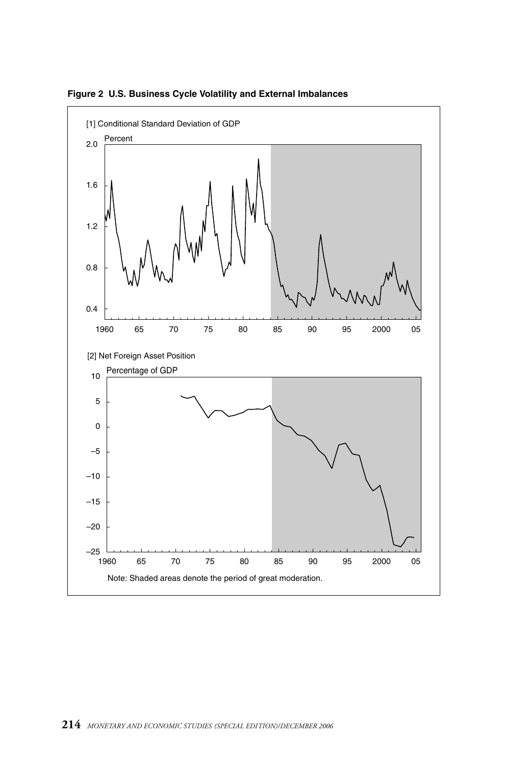**Figure 2 U.S. Business Cycle Volatility and External Imbalances**

[1] Conditional Standard Deviation of GDP

[2] Net Foreign Asset Position

Note: Shaded areas denote the period of great moderation.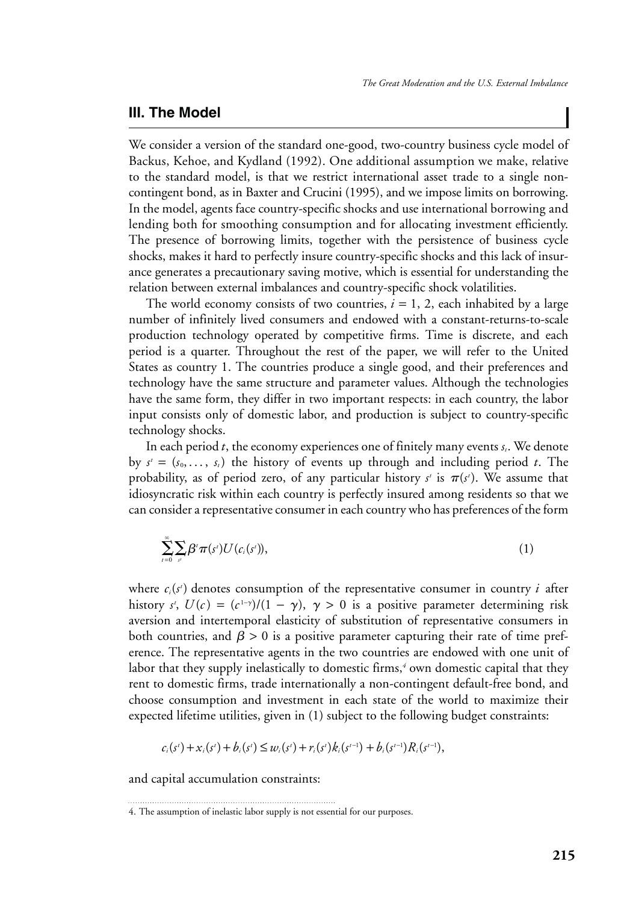## III. The Model

We consider a version of the standard one-good, two-country business cycle model of Backus, Kehoe, and Kydland (1992). One additional assumption we make, relative to the standard model, is that we restrict international asset trade to a single non-contingent bond, as in Baxter and Crucini (1995), and we impose limits on borrowing. In the model, agents face country-specific shocks and use international borrowing and lending both for smoothing consumption and for allocating investment efficiently. The presence of borrowing limits, together with the persistence of business cycle shocks, makes it hard to perfectly insure country-specific shocks and this lack of insurance generates a precautionary saving motive, which is essential for understanding the relation between external imbalances and country-specific shock volatilities.

The world economy consists of two countries, $i = 1, 2$, each inhabited by a large number of infinitely lived consumers and endowed with a constant-returns-to-scale production technology operated by competitive firms. Time is discrete, and each period is a quarter. Throughout the rest of the paper, we will refer to the United States as country 1. The countries produce a single good, and their preferences and technology have the same structure and parameter values. Although the technologies have the same form, they differ in two important respects: in each country, the labor input consists only of domestic labor, and production is subject to country-specific technology shocks.

In each period $t$, the economy experiences one of finitely many events $s_t$. We denote by $s^t = (s_0, \ldots, s_t)$ the history of events up through and including period $t$. The probability, as of period zero, of any particular history $s^t$ is $\pi(s^t)$. We assume that idiosyncratic risk within each country is perfectly insured among residents so that we can consider a representative consumer in each country who has preferences of the form

$$\sum_{t=0}^{\infty} \sum_{s^t} \beta^t \pi(s^t) U(c_i(s^t)), \tag{1}$$

where $c_i(s^t)$ denotes consumption of the representative consumer in country $i$ after history $s^t$, $U(c) = (c^{1-\gamma})/(1 - \gamma)$, $\gamma > 0$ is a positive parameter determining risk aversion and intertemporal elasticity of substitution of representative consumers in both countries, and $\beta > 0$ is a positive parameter capturing their rate of time preference. The representative agents in the two countries are endowed with one unit of labor that they supply inelastically to domestic firms,[4] own domestic capital that they rent to domestic firms, trade internationally a non-contingent default-free bond, and choose consumption and investment in each state of the world to maximize their expected lifetime utilities, given in (1) subject to the following budget constraints:

$$c_i(s^t) + x_i(s^t) + b_i(s^t) \leq w_i(s^t) + r_i(s^t)k_i(s^{t-1}) + b_i(s^{t-1})R_i(s^{t-1}),$$

and capital accumulation constraints:

4. The assumption of inelastic labor supply is not essential for our purposes.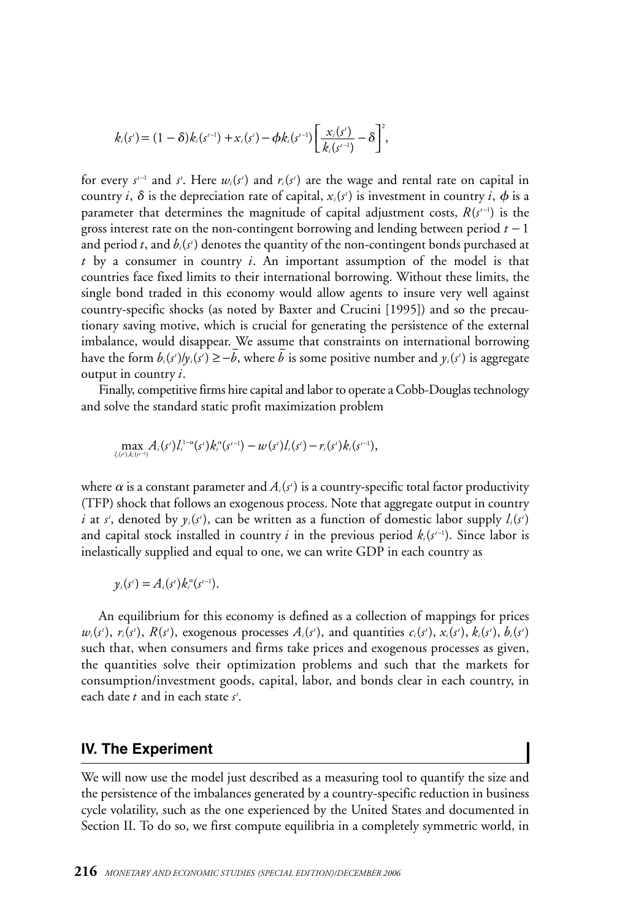$$k_i(s^t) = (1-\delta)k_i(s^{t-1}) + x_i(s^t) - \phi k_i(s^{t-1})\left[\frac{x_i(s^t)}{k_i(s^{t-1})} - \delta\right]^2,$$

for every $s^{t-1}$ and $s^t$. Here $w_i(s^t)$ and $r_i(s^t)$ are the wage and rental rate on capital in country $i$, $\delta$ is the depreciation rate of capital, $x_i(s^t)$ is investment in country $i$, $\phi$ is a parameter that determines the magnitude of capital adjustment costs, $R(s^{t-1})$ is the gross interest rate on the non-contingent borrowing and lending between period $t-1$ and period $t$, and $b_i(s^t)$ denotes the quantity of the non-contingent bonds purchased at $t$ by a consumer in country $i$. An important assumption of the model is that countries face fixed limits to their international borrowing. Without these limits, the single bond traded in this economy would allow agents to insure very well against country-specific shocks (as noted by Baxter and Crucini [1995]) and so the precautionary saving motive, which is crucial for generating the persistence of the external imbalance, would disappear. We assume that constraints on international borrowing have the form $b_i(s^t)/y_i(s^t) \geq -\bar{b}$, where $\bar{b}$ is some positive number and $y_i(s^t)$ is aggregate output in country $i$.

Finally, competitive firms hire capital and labor to operate a Cobb-Douglas technology and solve the standard static profit maximization problem

$$\max_{l_i(s^t),k_i(s^{t-1})} A_i(s^t)l_i^{1-\alpha}(s^t)k_i^{\alpha}(s^{t-1}) - w(s^t)l_i(s^t) - r_i(s^t)k_i(s^{t-1}),$$

where $\alpha$ is a constant parameter and $A_i(s^t)$ is a country-specific total factor productivity (TFP) shock that follows an exogenous process. Note that aggregate output in country $i$ at $s^t$, denoted by $y_i(s^t)$, can be written as a function of domestic labor supply $l_i(s^t)$ and capital stock installed in country $i$ in the previous period $k_i(s^{t-1})$. Since labor is inelastically supplied and equal to one, we can write GDP in each country as

$$y_i(s^t) = A_i(s^t)k_i^{\alpha}(s^{t-1}).$$

An equilibrium for this economy is defined as a collection of mappings for prices $w_i(s^t)$, $r_i(s^t)$, $R(s^t)$, exogenous processes $A_i(s^t)$, and quantities $c_i(s^t)$, $x_i(s^t)$, $k_i(s^t)$, $b_i(s^t)$ such that, when consumers and firms take prices and exogenous processes as given, the quantities solve their optimization problems and such that the markets for consumption/investment goods, capital, labor, and bonds clear in each country, in each date $t$ and in each state $s^t$.

## IV. The Experiment

We will now use the model just described as a measuring tool to quantify the size and the persistence of the imbalances generated by a country-specific reduction in business cycle volatility, such as the one experienced by the United States and documented in Section II. To do so, we first compute equilibria in a completely symmetric world, in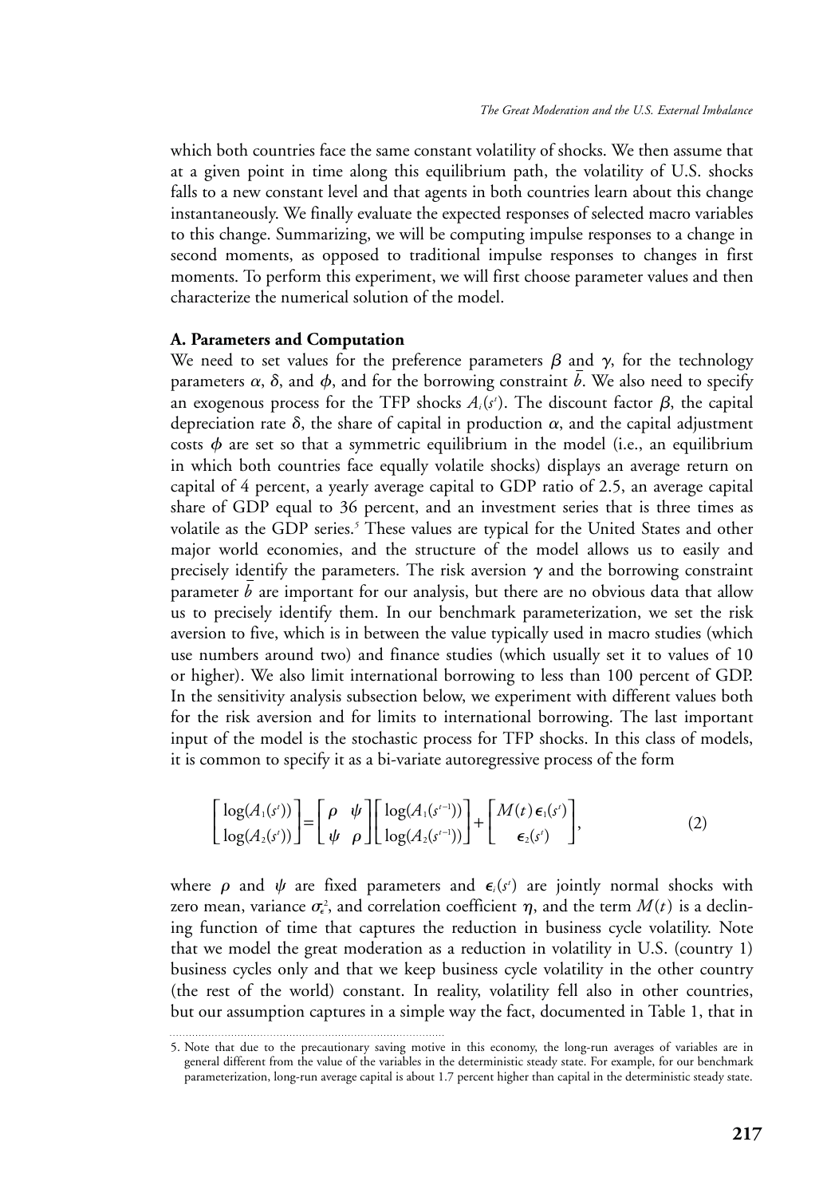which both countries face the same constant volatility of shocks. We then assume that at a given point in time along this equilibrium path, the volatility of U.S. shocks falls to a new constant level and that agents in both countries learn about this change instantaneously. We finally evaluate the expected responses of selected macro variables to this change. Summarizing, we will be computing impulse responses to a change in second moments, as opposed to traditional impulse responses to changes in first moments. To perform this experiment, we will first choose parameter values and then characterize the numerical solution of the model.

**A. Parameters and Computation**

We need to set values for the preference parameters $\beta$ and $\gamma$, for the technology parameters $\alpha$, $\delta$, and $\phi$, and for the borrowing constraint $\bar{b}$. We also need to specify an exogenous process for the TFP shocks $A_i(s^t)$. The discount factor $\beta$, the capital depreciation rate $\delta$, the share of capital in production $\alpha$, and the capital adjustment costs $\phi$ are set so that a symmetric equilibrium in the model (i.e., an equilibrium in which both countries face equally volatile shocks) displays an average return on capital of 4 percent, a yearly average capital to GDP ratio of 2.5, an average capital share of GDP equal to 36 percent, and an investment series that is three times as volatile as the GDP series.[5] These values are typical for the United States and other major world economies, and the structure of the model allows us to easily and precisely identify the parameters. The risk aversion $\gamma$ and the borrowing constraint parameter $\bar{b}$ are important for our analysis, but there are no obvious data that allow us to precisely identify them. In our benchmark parameterization, we set the risk aversion to five, which is in between the value typically used in macro studies (which use numbers around two) and finance studies (which usually set it to values of 10 or higher). We also limit international borrowing to less than 100 percent of GDP. In the sensitivity analysis subsection below, we experiment with different values both for the risk aversion and for limits to international borrowing. The last important input of the model is the stochastic process for TFP shocks. In this class of models, it is common to specify it as a bi-variate autoregressive process of the form

$$\begin{bmatrix} \log(A_1(s^t)) \\ \log(A_2(s^t)) \end{bmatrix} = \begin{bmatrix} \rho & \psi \\ \psi & \rho \end{bmatrix} \begin{bmatrix} \log(A_1(s^{t-1})) \\ \log(A_2(s^{t-1})) \end{bmatrix} + \begin{bmatrix} M(t)\,\epsilon_1(s^t) \\ \epsilon_2(s^t) \end{bmatrix}, \qquad (2)$$

where $\rho$ and $\psi$ are fixed parameters and $\epsilon_i(s^t)$ are jointly normal shocks with zero mean, variance $\sigma_\epsilon^2$, and correlation coefficient $\eta$, and the term $M(t)$ is a declining function of time that captures the reduction in business cycle volatility. Note that we model the great moderation as a reduction in volatility in U.S. (country 1) business cycles only and that we keep business cycle volatility in the other country (the rest of the world) constant. In reality, volatility fell also in other countries, but our assumption captures in a simple way the fact, documented in Table 1, that in

5. Note that due to the precautionary saving motive in this economy, the long-run averages of variables are in general different from the value of the variables in the deterministic steady state. For example, for our benchmark parameterization, long-run average capital is about 1.7 percent higher than capital in the deterministic steady state.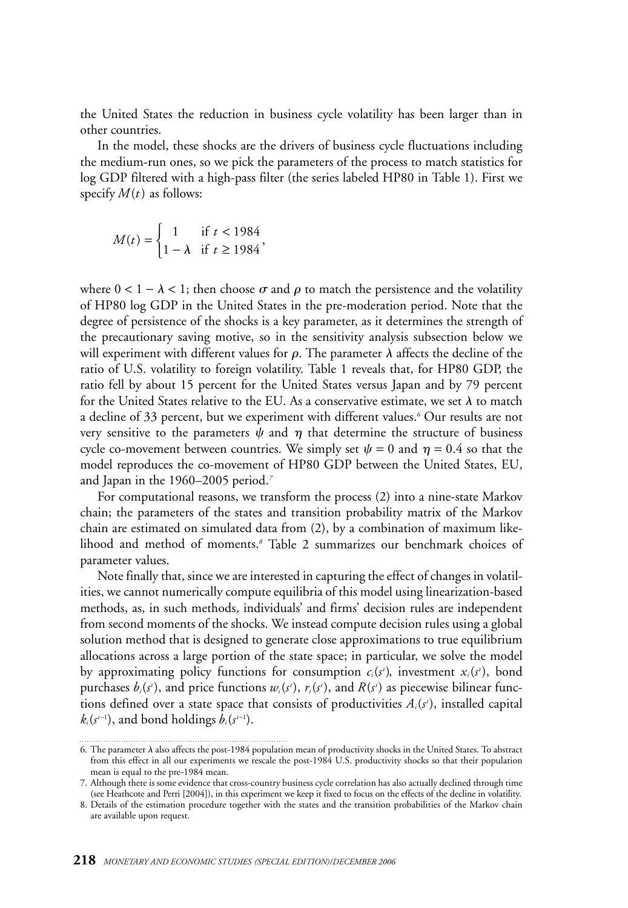the United States the reduction in business cycle volatility has been larger than in other countries.

In the model, these shocks are the drivers of business cycle fluctuations including the medium-run ones, so we pick the parameters of the process to match statistics for log GDP filtered with a high-pass filter (the series labeled HP80 in Table 1). First we specify $M(t)$ as follows:

$$M(t) = \begin{cases} 1 & \text{if } t < 1984 \\ 1 - \lambda & \text{if } t \geq 1984 \end{cases},$$

where $0 < 1 - \lambda < 1$; then choose $\sigma$ and $\rho$ to match the persistence and the volatility of HP80 log GDP in the United States in the pre-moderation period. Note that the degree of persistence of the shocks is a key parameter, as it determines the strength of the precautionary saving motive, so in the sensitivity analysis subsection below we will experiment with different values for $\rho$. The parameter $\lambda$ affects the decline of the ratio of U.S. volatility to foreign volatility. Table 1 reveals that, for HP80 GDP, the ratio fell by about 15 percent for the United States versus Japan and by 79 percent for the United States relative to the EU. As a conservative estimate, we set $\lambda$ to match a decline of 33 percent, but we experiment with different values.[6] Our results are not very sensitive to the parameters $\psi$ and $\eta$ that determine the structure of business cycle co-movement between countries. We simply set $\psi = 0$ and $\eta = 0.4$ so that the model reproduces the co-movement of HP80 GDP between the United States, EU, and Japan in the 1960–2005 period.[7]

For computational reasons, we transform the process (2) into a nine-state Markov chain; the parameters of the states and transition probability matrix of the Markov chain are estimated on simulated data from (2), by a combination of maximum likelihood and method of moments.[8] Table 2 summarizes our benchmark choices of parameter values.

Note finally that, since we are interested in capturing the effect of changes in volatilities, we cannot numerically compute equilibria of this model using linearization-based methods, as, in such methods, individuals' and firms' decision rules are independent from second moments of the shocks. We instead compute decision rules using a global solution method that is designed to generate close approximations to true equilibrium allocations across a large portion of the state space; in particular, we solve the model by approximating policy functions for consumption $c_i(s^t)$, investment $x_i(s^t)$, bond purchases $b_i(s^t)$, and price functions $w_i(s^t)$, $r_i(s^t)$, and $R(s^t)$ as piecewise bilinear functions defined over a state space that consists of productivities $A_i(s^t)$, installed capital $k_i(s^{t-1})$, and bond holdings $b_i(s^{t-1})$.

6. The parameter $\lambda$ also affects the post-1984 population mean of productivity shocks in the United States. To abstract from this effect in all our experiments we rescale the post-1984 U.S. productivity shocks so that their population mean is equal to the pre-1984 mean.

7. Although there is some evidence that cross-country business cycle correlation has also actually declined through time (see Heathcote and Perri [2004]), in this experiment we keep it fixed to focus on the effects of the decline in volatility.

8. Details of the estimation procedure together with the states and the transition probabilities of the Markov chain are available upon request.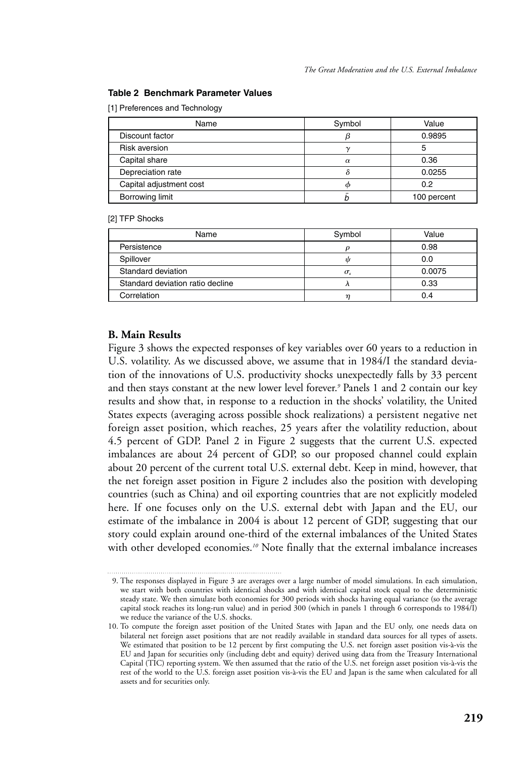**Table 2 Benchmark Parameter Values**

[1] Preferences and Technology

| Name | Symbol | Value |
|---|---|---|
| Discount factor | $\beta$ | 0.9895 |
| Risk aversion | $\gamma$ | 5 |
| Capital share | $\alpha$ | 0.36 |
| Depreciation rate | $\delta$ | 0.0255 |
| Capital adjustment cost | $\phi$ | 0.2 |
| Borrowing limit | $\bar{b}$ | 100 percent |

[2] TFP Shocks

| Name | Symbol | Value |
|---|---|---|
| Persistence | $\rho$ | 0.98 |
| Spillover | $\psi$ | 0.0 |
| Standard deviation | $\sigma_\varepsilon$ | 0.0075 |
| Standard deviation ratio decline | $\lambda$ | 0.33 |
| Correlation | $\eta$ | 0.4 |

### B. Main Results

Figure 3 shows the expected responses of key variables over 60 years to a reduction in U.S. volatility. As we discussed above, we assume that in 1984/I the standard deviation of the innovations of U.S. productivity shocks unexpectedly falls by 33 percent and then stays constant at the new lower level forever.[9] Panels 1 and 2 contain our key results and show that, in response to a reduction in the shocks' volatility, the United States expects (averaging across possible shock realizations) a persistent negative net foreign asset position, which reaches, 25 years after the volatility reduction, about 4.5 percent of GDP. Panel 2 in Figure 2 suggests that the current U.S. expected imbalances are about 24 percent of GDP, so our proposed channel could explain about 20 percent of the current total U.S. external debt. Keep in mind, however, that the net foreign asset position in Figure 2 includes also the position with developing countries (such as China) and oil exporting countries that are not explicitly modeled here. If one focuses only on the U.S. external debt with Japan and the EU, our estimate of the imbalance in 2004 is about 12 percent of GDP, suggesting that our story could explain around one-third of the external imbalances of the United States with other developed economies.[10] Note finally that the external imbalance increases

9. The responses displayed in Figure 3 are averages over a large number of model simulations. In each simulation, we start with both countries with identical shocks and with identical capital stock equal to the deterministic steady state. We then simulate both economies for 300 periods with shocks having equal variance (so the average capital stock reaches its long-run value) and in period 300 (which in panels 1 through 6 corresponds to 1984/I) we reduce the variance of the U.S. shocks.

10. To compute the foreign asset position of the United States with Japan and the EU only, one needs data on bilateral net foreign asset positions that are not readily available in standard data sources for all types of assets. We estimated that position to be 12 percent by first computing the U.S. net foreign asset position vis-à-vis the EU and Japan for securities only (including debt and equity) derived using data from the Treasury International Capital (TIC) reporting system. We then assumed that the ratio of the U.S. net foreign asset position vis-à-vis the rest of the world to the U.S. foreign asset position vis-à-vis the EU and Japan is the same when calculated for all assets and for securities only.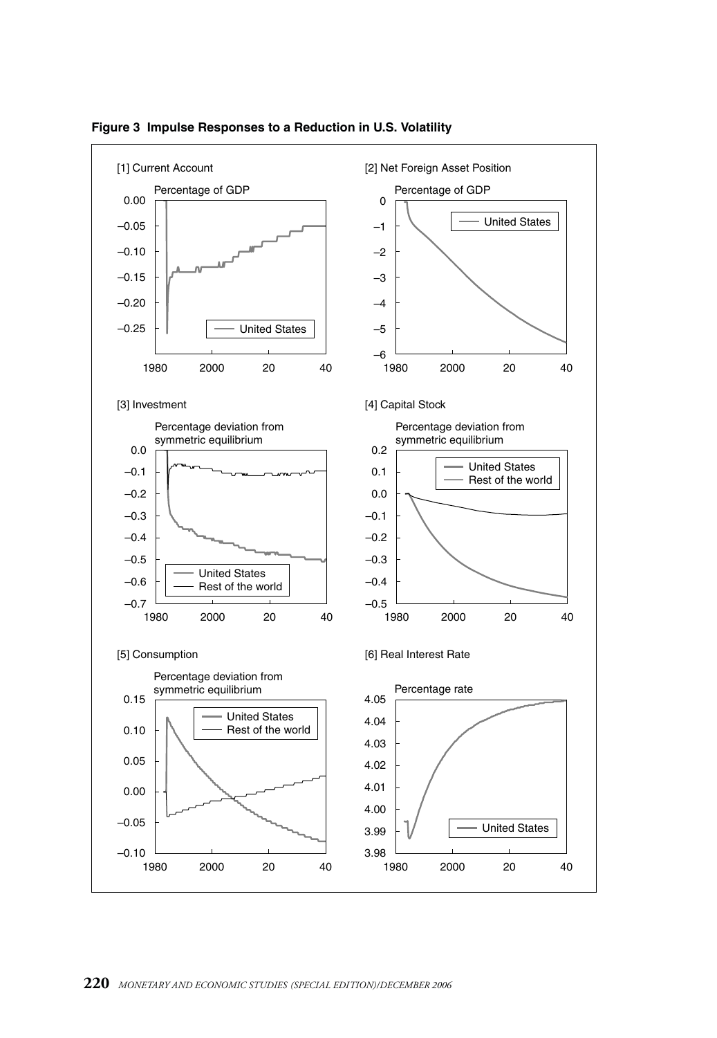**Figure 3 Impulse Responses to a Reduction in U.S. Volatility**

[1] Current Account

Percentage of GDP

[2] Net Foreign Asset Position

Percentage of GDP

[3] Investment

Percentage deviation from symmetric equilibrium

[4] Capital Stock

Percentage deviation from symmetric equilibrium

[5] Consumption

Percentage deviation from symmetric equilibrium

[6] Real Interest Rate

Percentage rate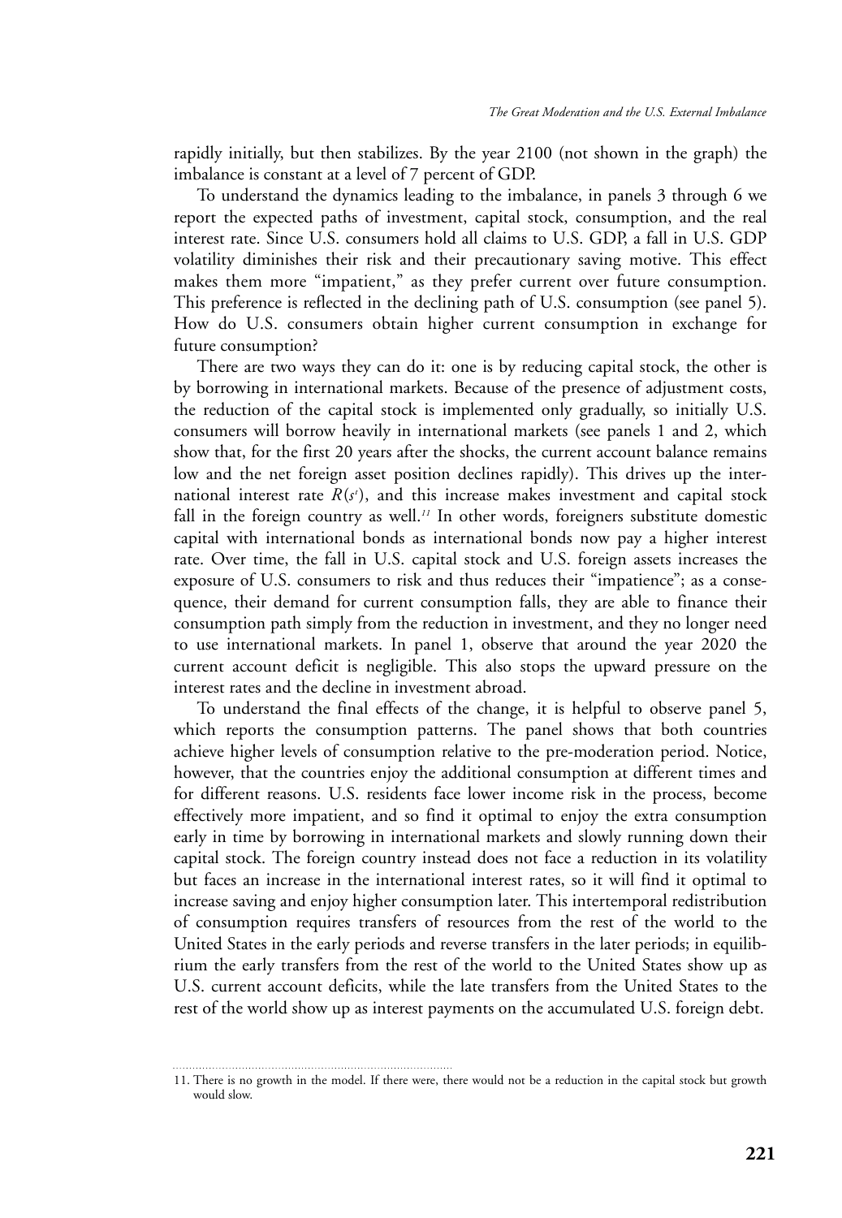rapidly initially, but then stabilizes. By the year 2100 (not shown in the graph) the imbalance is constant at a level of 7 percent of GDP.

To understand the dynamics leading to the imbalance, in panels 3 through 6 we report the expected paths of investment, capital stock, consumption, and the real interest rate. Since U.S. consumers hold all claims to U.S. GDP, a fall in U.S. GDP volatility diminishes their risk and their precautionary saving motive. This effect makes them more "impatient," as they prefer current over future consumption. This preference is reflected in the declining path of U.S. consumption (see panel 5). How do U.S. consumers obtain higher current consumption in exchange for future consumption?

There are two ways they can do it: one is by reducing capital stock, the other is by borrowing in international markets. Because of the presence of adjustment costs, the reduction of the capital stock is implemented only gradually, so initially U.S. consumers will borrow heavily in international markets (see panels 1 and 2, which show that, for the first 20 years after the shocks, the current account balance remains low and the net foreign asset position declines rapidly). This drives up the international interest rate $R(s^t)$, and this increase makes investment and capital stock fall in the foreign country as well.[11] In other words, foreigners substitute domestic capital with international bonds as international bonds now pay a higher interest rate. Over time, the fall in U.S. capital stock and U.S. foreign assets increases the exposure of U.S. consumers to risk and thus reduces their "impatience"; as a consequence, their demand for current consumption falls, they are able to finance their consumption path simply from the reduction in investment, and they no longer need to use international markets. In panel 1, observe that around the year 2020 the current account deficit is negligible. This also stops the upward pressure on the interest rates and the decline in investment abroad.

To understand the final effects of the change, it is helpful to observe panel 5, which reports the consumption patterns. The panel shows that both countries achieve higher levels of consumption relative to the pre-moderation period. Notice, however, that the countries enjoy the additional consumption at different times and for different reasons. U.S. residents face lower income risk in the process, become effectively more impatient, and so find it optimal to enjoy the extra consumption early in time by borrowing in international markets and slowly running down their capital stock. The foreign country instead does not face a reduction in its volatility but faces an increase in the international interest rates, so it will find it optimal to increase saving and enjoy higher consumption later. This intertemporal redistribution of consumption requires transfers of resources from the rest of the world to the United States in the early periods and reverse transfers in the later periods; in equilibrium the early transfers from the rest of the world to the United States show up as U.S. current account deficits, while the late transfers from the United States to the rest of the world show up as interest payments on the accumulated U.S. foreign debt.

11. There is no growth in the model. If there were, there would not be a reduction in the capital stock but growth would slow.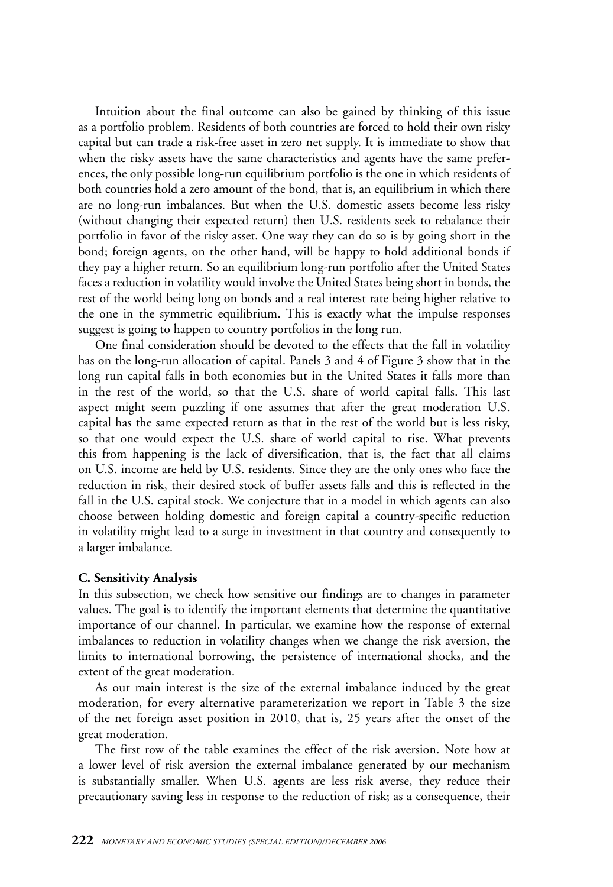Intuition about the final outcome can also be gained by thinking of this issue as a portfolio problem. Residents of both countries are forced to hold their own risky capital but can trade a risk-free asset in zero net supply. It is immediate to show that when the risky assets have the same characteristics and agents have the same preferences, the only possible long-run equilibrium portfolio is the one in which residents of both countries hold a zero amount of the bond, that is, an equilibrium in which there are no long-run imbalances. But when the U.S. domestic assets become less risky (without changing their expected return) then U.S. residents seek to rebalance their portfolio in favor of the risky asset. One way they can do so is by going short in the bond; foreign agents, on the other hand, will be happy to hold additional bonds if they pay a higher return. So an equilibrium long-run portfolio after the United States faces a reduction in volatility would involve the United States being short in bonds, the rest of the world being long on bonds and a real interest rate being higher relative to the one in the symmetric equilibrium. This is exactly what the impulse responses suggest is going to happen to country portfolios in the long run.

One final consideration should be devoted to the effects that the fall in volatility has on the long-run allocation of capital. Panels 3 and 4 of Figure 3 show that in the long run capital falls in both economies but in the United States it falls more than in the rest of the world, so that the U.S. share of world capital falls. This last aspect might seem puzzling if one assumes that after the great moderation U.S. capital has the same expected return as that in the rest of the world but is less risky, so that one would expect the U.S. share of world capital to rise. What prevents this from happening is the lack of diversification, that is, the fact that all claims on U.S. income are held by U.S. residents. Since they are the only ones who face the reduction in risk, their desired stock of buffer assets falls and this is reflected in the fall in the U.S. capital stock. We conjecture that in a model in which agents can also choose between holding domestic and foreign capital a country-specific reduction in volatility might lead to a surge in investment in that country and consequently to a larger imbalance.

### C. Sensitivity Analysis

In this subsection, we check how sensitive our findings are to changes in parameter values. The goal is to identify the important elements that determine the quantitative importance of our channel. In particular, we examine how the response of external imbalances to reduction in volatility changes when we change the risk aversion, the limits to international borrowing, the persistence of international shocks, and the extent of the great moderation.

As our main interest is the size of the external imbalance induced by the great moderation, for every alternative parameterization we report in Table 3 the size of the net foreign asset position in 2010, that is, 25 years after the onset of the great moderation.

The first row of the table examines the effect of the risk aversion. Note how at a lower level of risk aversion the external imbalance generated by our mechanism is substantially smaller. When U.S. agents are less risk averse, they reduce their precautionary saving less in response to the reduction of risk; as a consequence, their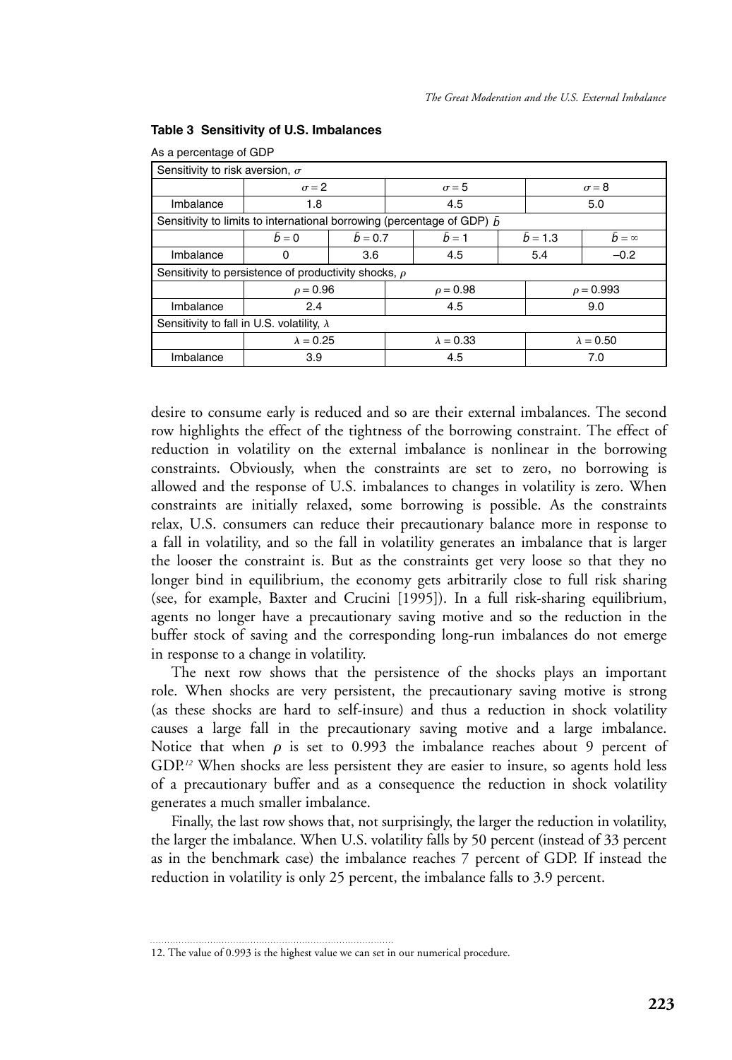**Table 3 Sensitivity of U.S. Imbalances**

As a percentage of GDP

| Sensitivity to risk aversion, $\sigma$ | | | | | |
|---|---|---|---|---|---|
| | $\sigma = 2$ | | $\sigma = 5$ | $\sigma = 8$ | |
| Imbalance | 1.8 | | 4.5 | 5.0 | |
| Sensitivity to limits to international borrowing (percentage of GDP) $\bar{b}$ | | | | | |
| | $\bar{b} = 0$ | $\bar{b} = 0.7$ | $\bar{b} = 1$ | $\bar{b} = 1.3$ | $\bar{b} = \infty$ |
| Imbalance | 0 | 3.6 | 4.5 | 5.4 | –0.2 |
| Sensitivity to persistence of productivity shocks, $\rho$ | | | | | |
| | $\rho = 0.96$ | | $\rho = 0.98$ | $\rho = 0.993$ | |
| Imbalance | 2.4 | | 4.5 | 9.0 | |
| Sensitivity to fall in U.S. volatility, $\lambda$ | | | | | |
| | $\lambda = 0.25$ | | $\lambda = 0.33$ | $\lambda = 0.50$ | |
| Imbalance | 3.9 | | 4.5 | 7.0 | |

desire to consume early is reduced and so are their external imbalances. The second row highlights the effect of the tightness of the borrowing constraint. The effect of reduction in volatility on the external imbalance is nonlinear in the borrowing constraints. Obviously, when the constraints are set to zero, no borrowing is allowed and the response of U.S. imbalances to changes in volatility is zero. When constraints are initially relaxed, some borrowing is possible. As the constraints relax, U.S. consumers can reduce their precautionary balance more in response to a fall in volatility, and so the fall in volatility generates an imbalance that is larger the looser the constraint is. But as the constraints get very loose so that they no longer bind in equilibrium, the economy gets arbitrarily close to full risk sharing (see, for example, Baxter and Crucini [1995]). In a full risk-sharing equilibrium, agents no longer have a precautionary saving motive and so the reduction in the buffer stock of saving and the corresponding long-run imbalances do not emerge in response to a change in volatility.

The next row shows that the persistence of the shocks plays an important role. When shocks are very persistent, the precautionary saving motive is strong (as these shocks are hard to self-insure) and thus a reduction in shock volatility causes a large fall in the precautionary saving motive and a large imbalance. Notice that when $\rho$ is set to 0.993 the imbalance reaches about 9 percent of GDP.[12] When shocks are less persistent they are easier to insure, so agents hold less of a precautionary buffer and as a consequence the reduction in shock volatility generates a much smaller imbalance.

Finally, the last row shows that, not surprisingly, the larger the reduction in volatility, the larger the imbalance. When U.S. volatility falls by 50 percent (instead of 33 percent as in the benchmark case) the imbalance reaches 7 percent of GDP. If instead the reduction in volatility is only 25 percent, the imbalance falls to 3.9 percent.

12. The value of 0.993 is the highest value we can set in our numerical procedure.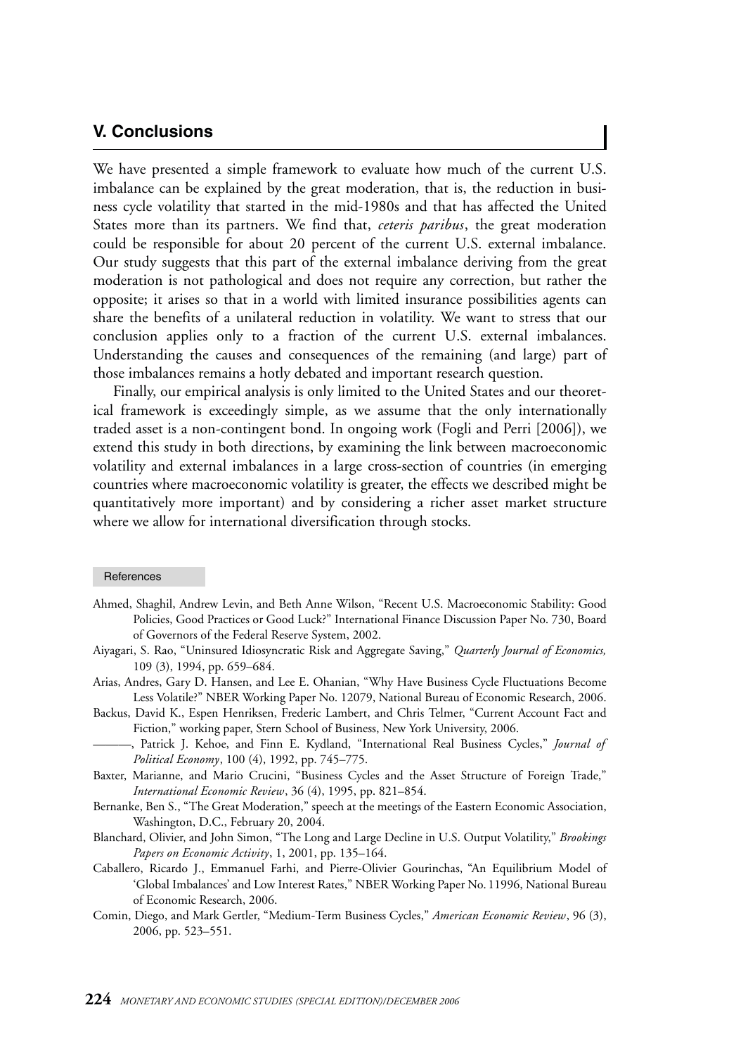## V. Conclusions

We have presented a simple framework to evaluate how much of the current U.S. imbalance can be explained by the great moderation, that is, the reduction in business cycle volatility that started in the mid-1980s and that has affected the United States more than its partners. We find that, *ceteris paribus*, the great moderation could be responsible for about 20 percent of the current U.S. external imbalance. Our study suggests that this part of the external imbalance deriving from the great moderation is not pathological and does not require any correction, but rather the opposite; it arises so that in a world with limited insurance possibilities agents can share the benefits of a unilateral reduction in volatility. We want to stress that our conclusion applies only to a fraction of the current U.S. external imbalances. Understanding the causes and consequences of the remaining (and large) part of those imbalances remains a hotly debated and important research question.

Finally, our empirical analysis is only limited to the United States and our theoretical framework is exceedingly simple, as we assume that the only internationally traded asset is a non-contingent bond. In ongoing work (Fogli and Perri [2006]), we extend this study in both directions, by examining the link between macroeconomic volatility and external imbalances in a large cross-section of countries (in emerging countries where macroeconomic volatility is greater, the effects we described might be quantitatively more important) and by considering a richer asset market structure where we allow for international diversification through stocks.

### References

Ahmed, Shaghil, Andrew Levin, and Beth Anne Wilson, "Recent U.S. Macroeconomic Stability: Good Policies, Good Practices or Good Luck?" International Finance Discussion Paper No. 730, Board of Governors of the Federal Reserve System, 2002.

Aiyagari, S. Rao, "Uninsured Idiosyncratic Risk and Aggregate Saving," *Quarterly Journal of Economics,* 109 (3), 1994, pp. 659–684.

Arias, Andres, Gary D. Hansen, and Lee E. Ohanian, "Why Have Business Cycle Fluctuations Become Less Volatile?" NBER Working Paper No. 12079, National Bureau of Economic Research, 2006.

Backus, David K., Espen Henriksen, Frederic Lambert, and Chris Telmer, "Current Account Fact and Fiction," working paper, Stern School of Business, New York University, 2006.

———, Patrick J. Kehoe, and Finn E. Kydland, "International Real Business Cycles," *Journal of Political Economy*, 100 (4), 1992, pp. 745–775.

Baxter, Marianne, and Mario Crucini, "Business Cycles and the Asset Structure of Foreign Trade," *International Economic Review*, 36 (4), 1995, pp. 821–854.

Bernanke, Ben S., "The Great Moderation," speech at the meetings of the Eastern Economic Association, Washington, D.C., February 20, 2004.

Blanchard, Olivier, and John Simon, "The Long and Large Decline in U.S. Output Volatility," *Brookings Papers on Economic Activity*, 1, 2001, pp. 135–164.

Caballero, Ricardo J., Emmanuel Farhi, and Pierre-Olivier Gourinchas, "An Equilibrium Model of 'Global Imbalances' and Low Interest Rates," NBER Working Paper No. 11996, National Bureau of Economic Research, 2006.

Comin, Diego, and Mark Gertler, "Medium-Term Business Cycles," *American Economic Review*, 96 (3), 2006, pp. 523–551.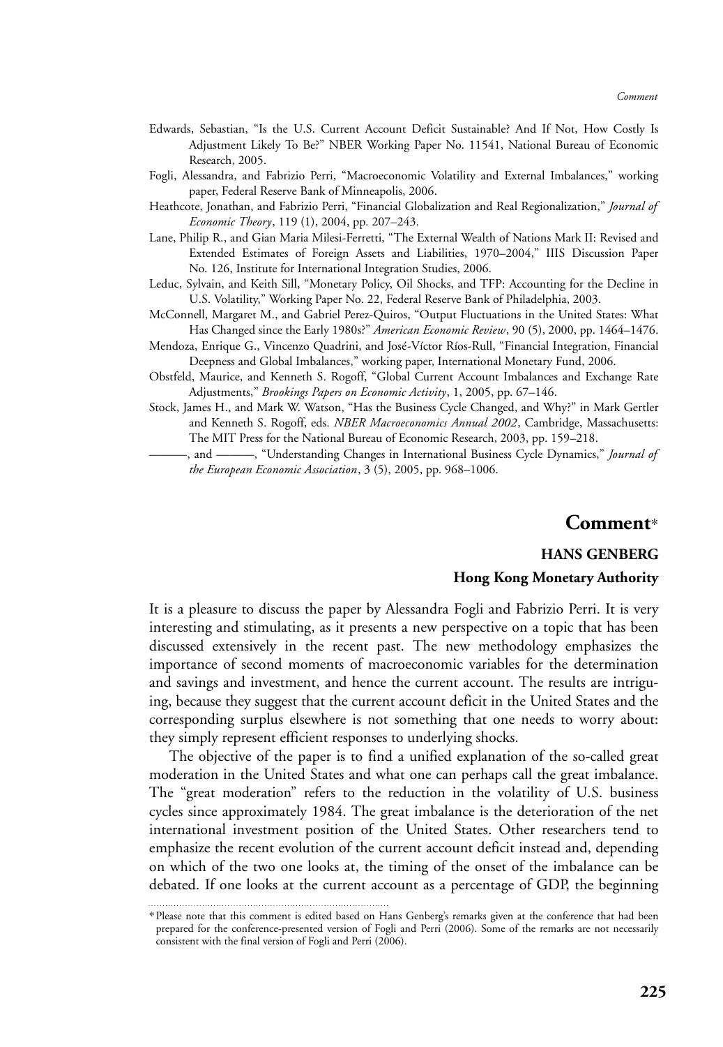Edwards, Sebastian, "Is the U.S. Current Account Deficit Sustainable? And If Not, How Costly Is Adjustment Likely To Be?" NBER Working Paper No. 11541, National Bureau of Economic Research, 2005.

Fogli, Alessandra, and Fabrizio Perri, "Macroeconomic Volatility and External Imbalances," working paper, Federal Reserve Bank of Minneapolis, 2006.

Heathcote, Jonathan, and Fabrizio Perri, "Financial Globalization and Real Regionalization," *Journal of Economic Theory*, 119 (1), 2004, pp. 207–243.

Lane, Philip R., and Gian Maria Milesi-Ferretti, "The External Wealth of Nations Mark II: Revised and Extended Estimates of Foreign Assets and Liabilities, 1970–2004," IIIS Discussion Paper No. 126, Institute for International Integration Studies, 2006.

Leduc, Sylvain, and Keith Sill, "Monetary Policy, Oil Shocks, and TFP: Accounting for the Decline in U.S. Volatility," Working Paper No. 22, Federal Reserve Bank of Philadelphia, 2003.

McConnell, Margaret M., and Gabriel Perez-Quiros, "Output Fluctuations in the United States: What Has Changed since the Early 1980s?" *American Economic Review*, 90 (5), 2000, pp. 1464–1476.

Mendoza, Enrique G., Vincenzo Quadrini, and José-Víctor Ríos-Rull, "Financial Integration, Financial Deepness and Global Imbalances," working paper, International Monetary Fund, 2006.

Obstfeld, Maurice, and Kenneth S. Rogoff, "Global Current Account Imbalances and Exchange Rate Adjustments," *Brookings Papers on Economic Activity*, 1, 2005, pp. 67–146.

Stock, James H., and Mark W. Watson, "Has the Business Cycle Changed, and Why?" in Mark Gertler and Kenneth S. Rogoff, eds. *NBER Macroeconomics Annual 2002*, Cambridge, Massachusetts: The MIT Press for the National Bureau of Economic Research, 2003, pp. 159–218.

———, and ———, "Understanding Changes in International Business Cycle Dynamics," *Journal of the European Economic Association*, 3 (5), 2005, pp. 968–1006.

# Comment*

**HANS GENBERG**

**Hong Kong Monetary Authority**

It is a pleasure to discuss the paper by Alessandra Fogli and Fabrizio Perri. It is very interesting and stimulating, as it presents a new perspective on a topic that has been discussed extensively in the recent past. The new methodology emphasizes the importance of second moments of macroeconomic variables for the determination and savings and investment, and hence the current account. The results are intriguing, because they suggest that the current account deficit in the United States and the corresponding surplus elsewhere is not something that one needs to worry about: they simply represent efficient responses to underlying shocks.

The objective of the paper is to find a unified explanation of the so-called great moderation in the United States and what one can perhaps call the great imbalance. The "great moderation" refers to the reduction in the volatility of U.S. business cycles since approximately 1984. The great imbalance is the deterioration of the net international investment position of the United States. Other researchers tend to emphasize the recent evolution of the current account deficit instead and, depending on which of the two one looks at, the timing of the onset of the imbalance can be debated. If one looks at the current account as a percentage of GDP, the beginning

*Please note that this comment is edited based on Hans Genberg's remarks given at the conference that had been prepared for the conference-presented version of Fogli and Perri (2006). Some of the remarks are not necessarily consistent with the final version of Fogli and Perri (2006).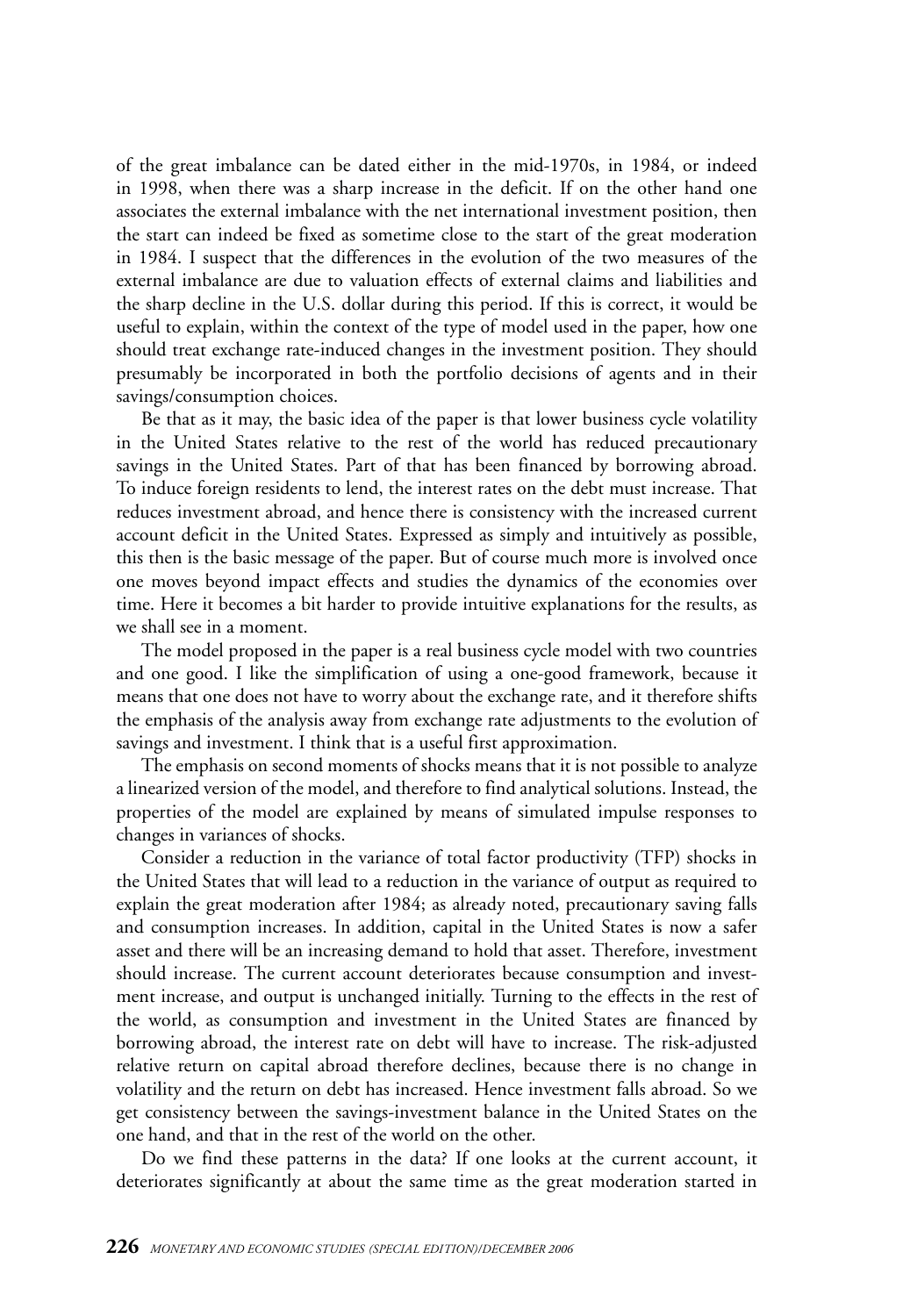of the great imbalance can be dated either in the mid-1970s, in 1984, or indeed in 1998, when there was a sharp increase in the deficit. If on the other hand one associates the external imbalance with the net international investment position, then the start can indeed be fixed as sometime close to the start of the great moderation in 1984. I suspect that the differences in the evolution of the two measures of the external imbalance are due to valuation effects of external claims and liabilities and the sharp decline in the U.S. dollar during this period. If this is correct, it would be useful to explain, within the context of the type of model used in the paper, how one should treat exchange rate-induced changes in the investment position. They should presumably be incorporated in both the portfolio decisions of agents and in their savings/consumption choices.

Be that as it may, the basic idea of the paper is that lower business cycle volatility in the United States relative to the rest of the world has reduced precautionary savings in the United States. Part of that has been financed by borrowing abroad. To induce foreign residents to lend, the interest rates on the debt must increase. That reduces investment abroad, and hence there is consistency with the increased current account deficit in the United States. Expressed as simply and intuitively as possible, this then is the basic message of the paper. But of course much more is involved once one moves beyond impact effects and studies the dynamics of the economies over time. Here it becomes a bit harder to provide intuitive explanations for the results, as we shall see in a moment.

The model proposed in the paper is a real business cycle model with two countries and one good. I like the simplification of using a one-good framework, because it means that one does not have to worry about the exchange rate, and it therefore shifts the emphasis of the analysis away from exchange rate adjustments to the evolution of savings and investment. I think that is a useful first approximation.

The emphasis on second moments of shocks means that it is not possible to analyze a linearized version of the model, and therefore to find analytical solutions. Instead, the properties of the model are explained by means of simulated impulse responses to changes in variances of shocks.

Consider a reduction in the variance of total factor productivity (TFP) shocks in the United States that will lead to a reduction in the variance of output as required to explain the great moderation after 1984; as already noted, precautionary saving falls and consumption increases. In addition, capital in the United States is now a safer asset and there will be an increasing demand to hold that asset. Therefore, investment should increase. The current account deteriorates because consumption and investment increase, and output is unchanged initially. Turning to the effects in the rest of the world, as consumption and investment in the United States are financed by borrowing abroad, the interest rate on debt will have to increase. The risk-adjusted relative return on capital abroad therefore declines, because there is no change in volatility and the return on debt has increased. Hence investment falls abroad. So we get consistency between the savings-investment balance in the United States on the one hand, and that in the rest of the world on the other.

Do we find these patterns in the data? If one looks at the current account, it deteriorates significantly at about the same time as the great moderation started in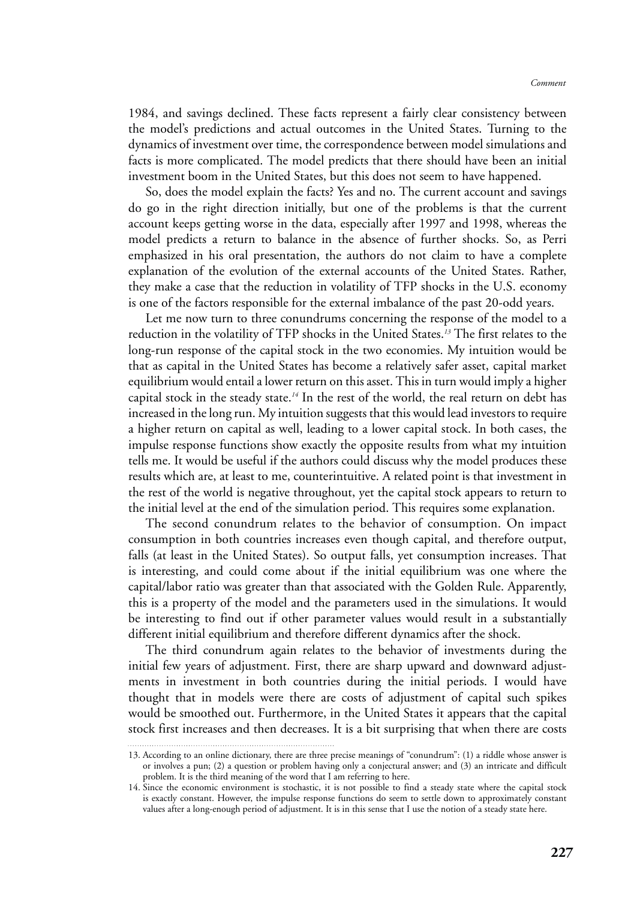1984, and savings declined. These facts represent a fairly clear consistency between the model's predictions and actual outcomes in the United States. Turning to the dynamics of investment over time, the correspondence between model simulations and facts is more complicated. The model predicts that there should have been an initial investment boom in the United States, but this does not seem to have happened.

So, does the model explain the facts? Yes and no. The current account and savings do go in the right direction initially, but one of the problems is that the current account keeps getting worse in the data, especially after 1997 and 1998, whereas the model predicts a return to balance in the absence of further shocks. So, as Perri emphasized in his oral presentation, the authors do not claim to have a complete explanation of the evolution of the external accounts of the United States. Rather, they make a case that the reduction in volatility of TFP shocks in the U.S. economy is one of the factors responsible for the external imbalance of the past 20-odd years.

Let me now turn to three conundrums concerning the response of the model to a reduction in the volatility of TFP shocks in the United States.[13] The first relates to the long-run response of the capital stock in the two economies. My intuition would be that as capital in the United States has become a relatively safer asset, capital market equilibrium would entail a lower return on this asset. This in turn would imply a higher capital stock in the steady state.[14] In the rest of the world, the real return on debt has increased in the long run. My intuition suggests that this would lead investors to require a higher return on capital as well, leading to a lower capital stock. In both cases, the impulse response functions show exactly the opposite results from what my intuition tells me. It would be useful if the authors could discuss why the model produces these results which are, at least to me, counterintuitive. A related point is that investment in the rest of the world is negative throughout, yet the capital stock appears to return to the initial level at the end of the simulation period. This requires some explanation.

The second conundrum relates to the behavior of consumption. On impact consumption in both countries increases even though capital, and therefore output, falls (at least in the United States). So output falls, yet consumption increases. That is interesting, and could come about if the initial equilibrium was one where the capital/labor ratio was greater than that associated with the Golden Rule. Apparently, this is a property of the model and the parameters used in the simulations. It would be interesting to find out if other parameter values would result in a substantially different initial equilibrium and therefore different dynamics after the shock.

The third conundrum again relates to the behavior of investments during the initial few years of adjustment. First, there are sharp upward and downward adjustments in investment in both countries during the initial periods. I would have thought that in models were there are costs of adjustment of capital such spikes would be smoothed out. Furthermore, in the United States it appears that the capital stock first increases and then decreases. It is a bit surprising that when there are costs

---

13. According to an online dictionary, there are three precise meanings of "conundrum": (1) a riddle whose answer is or involves a pun; (2) a question or problem having only a conjectural answer; and (3) an intricate and difficult problem. It is the third meaning of the word that I am referring to here.

14. Since the economic environment is stochastic, it is not possible to find a steady state where the capital stock is exactly constant. However, the impulse response functions do seem to settle down to approximately constant values after a long-enough period of adjustment. It is in this sense that I use the notion of a steady state here.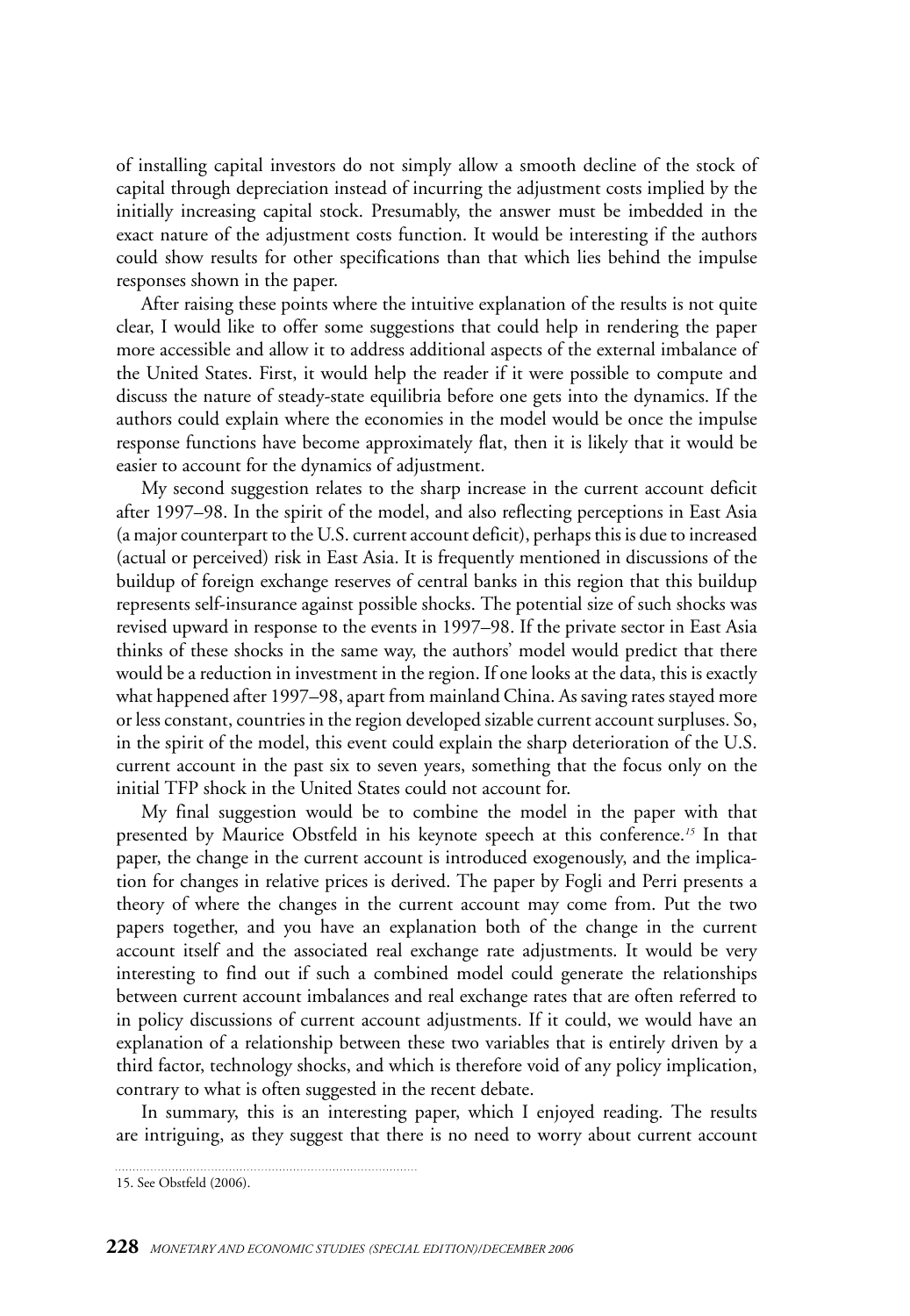of installing capital investors do not simply allow a smooth decline of the stock of capital through depreciation instead of incurring the adjustment costs implied by the initially increasing capital stock. Presumably, the answer must be imbedded in the exact nature of the adjustment costs function. It would be interesting if the authors could show results for other specifications than that which lies behind the impulse responses shown in the paper.

After raising these points where the intuitive explanation of the results is not quite clear, I would like to offer some suggestions that could help in rendering the paper more accessible and allow it to address additional aspects of the external imbalance of the United States. First, it would help the reader if it were possible to compute and discuss the nature of steady-state equilibria before one gets into the dynamics. If the authors could explain where the economies in the model would be once the impulse response functions have become approximately flat, then it is likely that it would be easier to account for the dynamics of adjustment.

My second suggestion relates to the sharp increase in the current account deficit after 1997–98. In the spirit of the model, and also reflecting perceptions in East Asia (a major counterpart to the U.S. current account deficit), perhaps this is due to increased (actual or perceived) risk in East Asia. It is frequently mentioned in discussions of the buildup of foreign exchange reserves of central banks in this region that this buildup represents self-insurance against possible shocks. The potential size of such shocks was revised upward in response to the events in 1997–98. If the private sector in East Asia thinks of these shocks in the same way, the authors' model would predict that there would be a reduction in investment in the region. If one looks at the data, this is exactly what happened after 1997–98, apart from mainland China. As saving rates stayed more or less constant, countries in the region developed sizable current account surpluses. So, in the spirit of the model, this event could explain the sharp deterioration of the U.S. current account in the past six to seven years, something that the focus only on the initial TFP shock in the United States could not account for.

My final suggestion would be to combine the model in the paper with that presented by Maurice Obstfeld in his keynote speech at this conference.[15] In that paper, the change in the current account is introduced exogenously, and the implication for changes in relative prices is derived. The paper by Fogli and Perri presents a theory of where the changes in the current account may come from. Put the two papers together, and you have an explanation both of the change in the current account itself and the associated real exchange rate adjustments. It would be very interesting to find out if such a combined model could generate the relationships between current account imbalances and real exchange rates that are often referred to in policy discussions of current account adjustments. If it could, we would have an explanation of a relationship between these two variables that is entirely driven by a third factor, technology shocks, and which is therefore void of any policy implication, contrary to what is often suggested in the recent debate.

In summary, this is an interesting paper, which I enjoyed reading. The results are intriguing, as they suggest that there is no need to worry about current account

15. See Obstfeld (2006).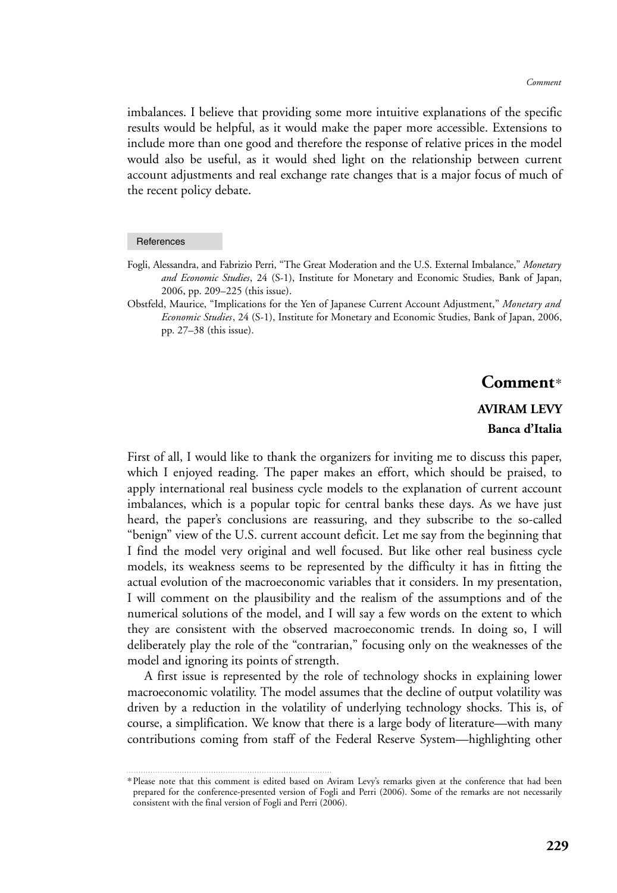imbalances. I believe that providing some more intuitive explanations of the specific results would be helpful, as it would make the paper more accessible. Extensions to include more than one good and therefore the response of relative prices in the model would also be useful, as it would shed light on the relationship between current account adjustments and real exchange rate changes that is a major focus of much of the recent policy debate.

## References

Fogli, Alessandra, and Fabrizio Perri, "The Great Moderation and the U.S. External Imbalance," *Monetary and Economic Studies*, 24 (S-1), Institute for Monetary and Economic Studies, Bank of Japan, 2006, pp. 209–225 (this issue).

Obstfeld, Maurice, "Implications for the Yen of Japanese Current Account Adjustment," *Monetary and Economic Studies*, 24 (S-1), Institute for Monetary and Economic Studies, Bank of Japan, 2006, pp. 27–38 (this issue).

# Comment*

**AVIRAM LEVY**

**Banca d'Italia**

First of all, I would like to thank the organizers for inviting me to discuss this paper, which I enjoyed reading. The paper makes an effort, which should be praised, to apply international real business cycle models to the explanation of current account imbalances, which is a popular topic for central banks these days. As we have just heard, the paper's conclusions are reassuring, and they subscribe to the so-called "benign" view of the U.S. current account deficit. Let me say from the beginning that I find the model very original and well focused. But like other real business cycle models, its weakness seems to be represented by the difficulty it has in fitting the actual evolution of the macroeconomic variables that it considers. In my presentation, I will comment on the plausibility and the realism of the assumptions and of the numerical solutions of the model, and I will say a few words on the extent to which they are consistent with the observed macroeconomic trends. In doing so, I will deliberately play the role of the "contrarian," focusing only on the weaknesses of the model and ignoring its points of strength.

A first issue is represented by the role of technology shocks in explaining lower macroeconomic volatility. The model assumes that the decline of output volatility was driven by a reduction in the volatility of underlying technology shocks. This is, of course, a simplification. We know that there is a large body of literature—with many contributions coming from staff of the Federal Reserve System—highlighting other

*Please note that this comment is edited based on Aviram Levy's remarks given at the conference that had been prepared for the conference-presented version of Fogli and Perri (2006). Some of the remarks are not necessarily consistent with the final version of Fogli and Perri (2006).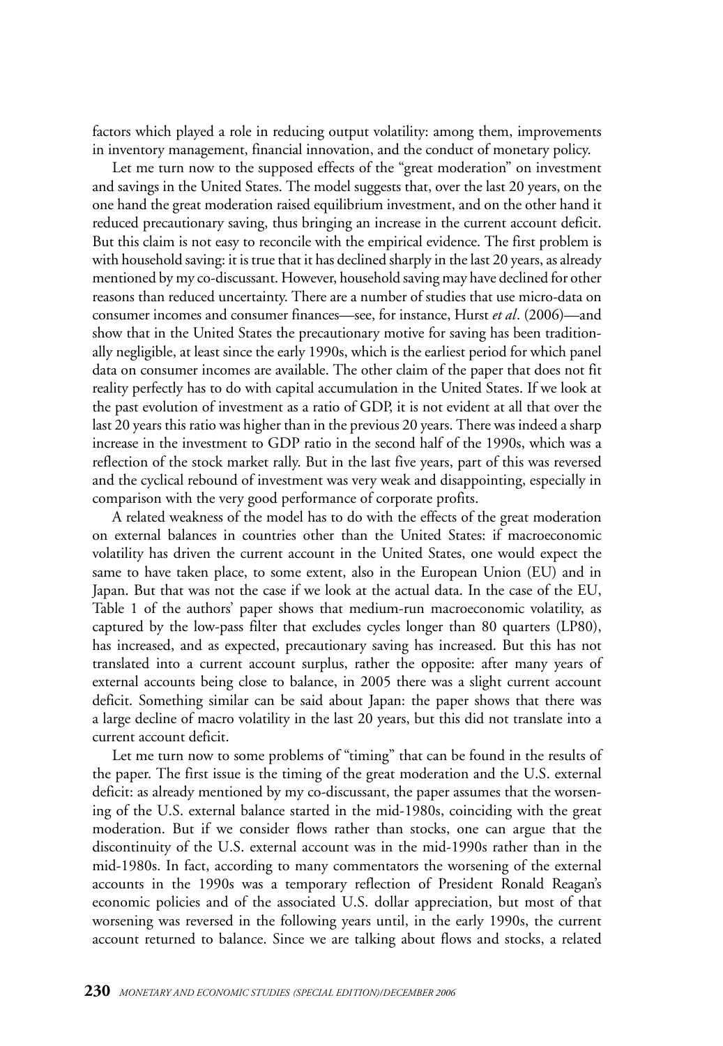factors which played a role in reducing output volatility: among them, improvements in inventory management, financial innovation, and the conduct of monetary policy.

Let me turn now to the supposed effects of the "great moderation" on investment and savings in the United States. The model suggests that, over the last 20 years, on the one hand the great moderation raised equilibrium investment, and on the other hand it reduced precautionary saving, thus bringing an increase in the current account deficit. But this claim is not easy to reconcile with the empirical evidence. The first problem is with household saving: it is true that it has declined sharply in the last 20 years, as already mentioned by my co-discussant. However, household saving may have declined for other reasons than reduced uncertainty. There are a number of studies that use micro-data on consumer incomes and consumer finances—see, for instance, Hurst *et al*. (2006)—and show that in the United States the precautionary motive for saving has been traditionally negligible, at least since the early 1990s, which is the earliest period for which panel data on consumer incomes are available. The other claim of the paper that does not fit reality perfectly has to do with capital accumulation in the United States. If we look at the past evolution of investment as a ratio of GDP, it is not evident at all that over the last 20 years this ratio was higher than in the previous 20 years. There was indeed a sharp increase in the investment to GDP ratio in the second half of the 1990s, which was a reflection of the stock market rally. But in the last five years, part of this was reversed and the cyclical rebound of investment was very weak and disappointing, especially in comparison with the very good performance of corporate profits.

A related weakness of the model has to do with the effects of the great moderation on external balances in countries other than the United States: if macroeconomic volatility has driven the current account in the United States, one would expect the same to have taken place, to some extent, also in the European Union (EU) and in Japan. But that was not the case if we look at the actual data. In the case of the EU, Table 1 of the authors' paper shows that medium-run macroeconomic volatility, as captured by the low-pass filter that excludes cycles longer than 80 quarters (LP80), has increased, and as expected, precautionary saving has increased. But this has not translated into a current account surplus, rather the opposite: after many years of external accounts being close to balance, in 2005 there was a slight current account deficit. Something similar can be said about Japan: the paper shows that there was a large decline of macro volatility in the last 20 years, but this did not translate into a current account deficit.

Let me turn now to some problems of "timing" that can be found in the results of the paper. The first issue is the timing of the great moderation and the U.S. external deficit: as already mentioned by my co-discussant, the paper assumes that the worsening of the U.S. external balance started in the mid-1980s, coinciding with the great moderation. But if we consider flows rather than stocks, one can argue that the discontinuity of the U.S. external account was in the mid-1990s rather than in the mid-1980s. In fact, according to many commentators the worsening of the external accounts in the 1990s was a temporary reflection of President Ronald Reagan's economic policies and of the associated U.S. dollar appreciation, but most of that worsening was reversed in the following years until, in the early 1990s, the current account returned to balance. Since we are talking about flows and stocks, a related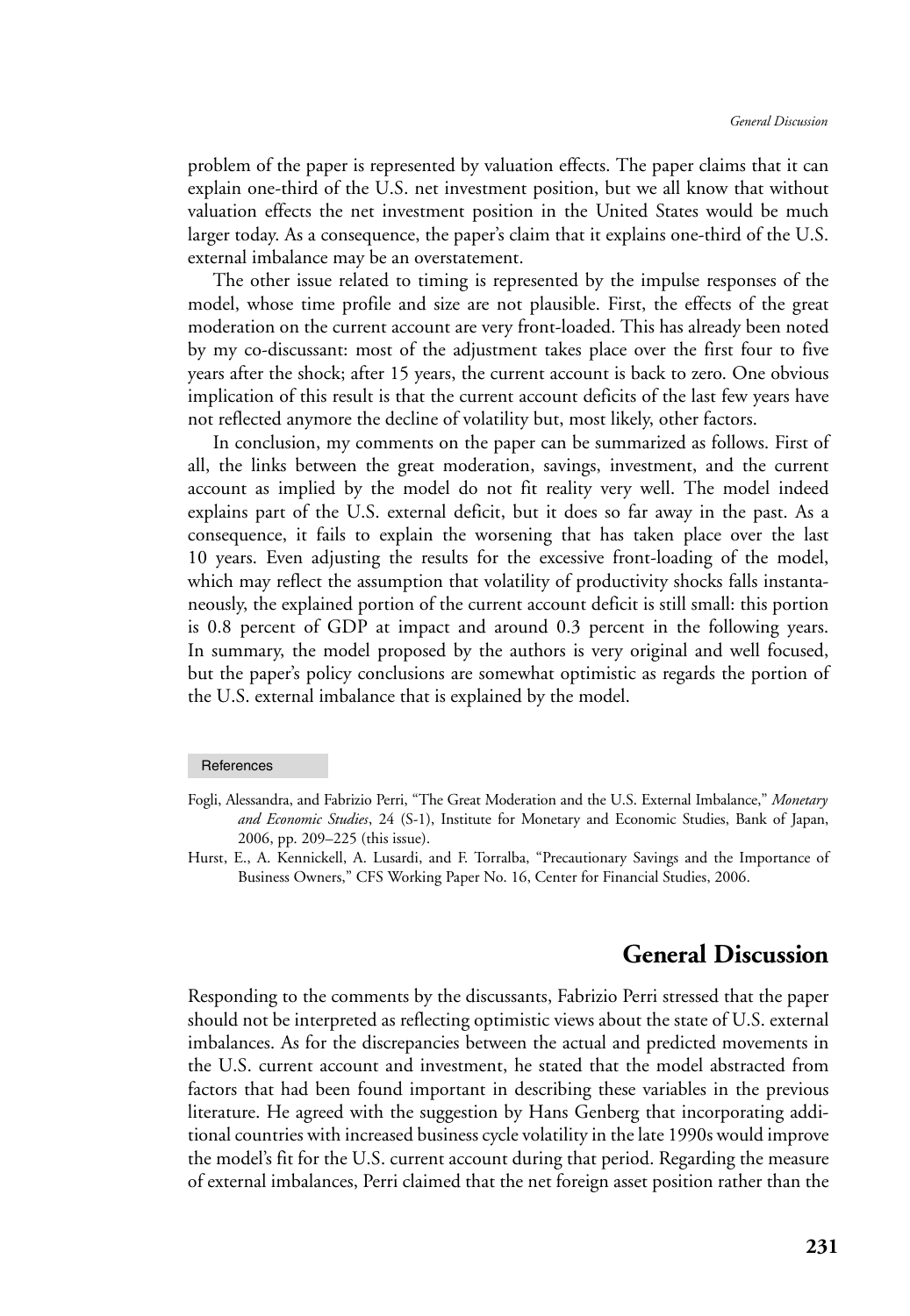problem of the paper is represented by valuation effects. The paper claims that it can explain one-third of the U.S. net investment position, but we all know that without valuation effects the net investment position in the United States would be much larger today. As a consequence, the paper's claim that it explains one-third of the U.S. external imbalance may be an overstatement.

The other issue related to timing is represented by the impulse responses of the model, whose time profile and size are not plausible. First, the effects of the great moderation on the current account are very front-loaded. This has already been noted by my co-discussant: most of the adjustment takes place over the first four to five years after the shock; after 15 years, the current account is back to zero. One obvious implication of this result is that the current account deficits of the last few years have not reflected anymore the decline of volatility but, most likely, other factors.

In conclusion, my comments on the paper can be summarized as follows. First of all, the links between the great moderation, savings, investment, and the current account as implied by the model do not fit reality very well. The model indeed explains part of the U.S. external deficit, but it does so far away in the past. As a consequence, it fails to explain the worsening that has taken place over the last 10 years. Even adjusting the results for the excessive front-loading of the model, which may reflect the assumption that volatility of productivity shocks falls instantaneously, the explained portion of the current account deficit is still small: this portion is 0.8 percent of GDP at impact and around 0.3 percent in the following years. In summary, the model proposed by the authors is very original and well focused, but the paper's policy conclusions are somewhat optimistic as regards the portion of the U.S. external imbalance that is explained by the model.

### References

Fogli, Alessandra, and Fabrizio Perri, "The Great Moderation and the U.S. External Imbalance," *Monetary and Economic Studies*, 24 (S-1), Institute for Monetary and Economic Studies, Bank of Japan, 2006, pp. 209–225 (this issue).

Hurst, E., A. Kennickell, A. Lusardi, and F. Torralba, "Precautionary Savings and the Importance of Business Owners," CFS Working Paper No. 16, Center for Financial Studies, 2006.

## General Discussion

Responding to the comments by the discussants, Fabrizio Perri stressed that the paper should not be interpreted as reflecting optimistic views about the state of U.S. external imbalances. As for the discrepancies between the actual and predicted movements in the U.S. current account and investment, he stated that the model abstracted from factors that had been found important in describing these variables in the previous literature. He agreed with the suggestion by Hans Genberg that incorporating additional countries with increased business cycle volatility in the late 1990s would improve the model's fit for the U.S. current account during that period. Regarding the measure of external imbalances, Perri claimed that the net foreign asset position rather than the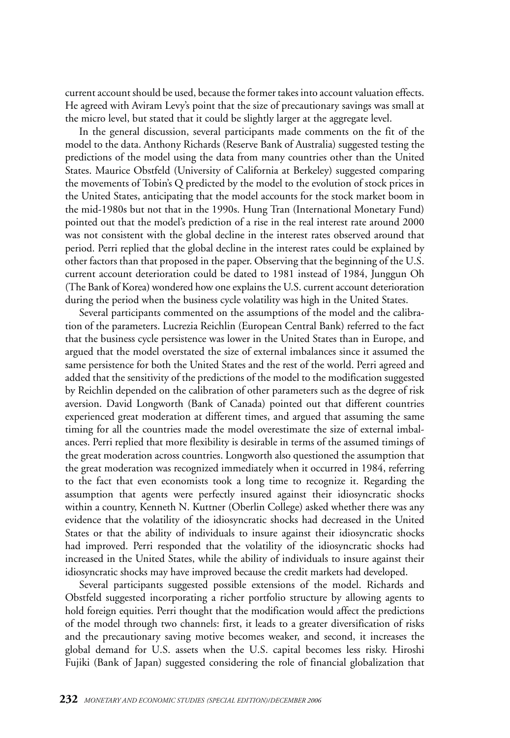current account should be used, because the former takes into account valuation effects. He agreed with Aviram Levy's point that the size of precautionary savings was small at the micro level, but stated that it could be slightly larger at the aggregate level.

In the general discussion, several participants made comments on the fit of the model to the data. Anthony Richards (Reserve Bank of Australia) suggested testing the predictions of the model using the data from many countries other than the United States. Maurice Obstfeld (University of California at Berkeley) suggested comparing the movements of Tobin's Q predicted by the model to the evolution of stock prices in the United States, anticipating that the model accounts for the stock market boom in the mid-1980s but not that in the 1990s. Hung Tran (International Monetary Fund) pointed out that the model's prediction of a rise in the real interest rate around 2000 was not consistent with the global decline in the interest rates observed around that period. Perri replied that the global decline in the interest rates could be explained by other factors than that proposed in the paper. Observing that the beginning of the U.S. current account deterioration could be dated to 1981 instead of 1984, Junggun Oh (The Bank of Korea) wondered how one explains the U.S. current account deterioration during the period when the business cycle volatility was high in the United States.

Several participants commented on the assumptions of the model and the calibration of the parameters. Lucrezia Reichlin (European Central Bank) referred to the fact that the business cycle persistence was lower in the United States than in Europe, and argued that the model overstated the size of external imbalances since it assumed the same persistence for both the United States and the rest of the world. Perri agreed and added that the sensitivity of the predictions of the model to the modification suggested by Reichlin depended on the calibration of other parameters such as the degree of risk aversion. David Longworth (Bank of Canada) pointed out that different countries experienced great moderation at different times, and argued that assuming the same timing for all the countries made the model overestimate the size of external imbalances. Perri replied that more flexibility is desirable in terms of the assumed timings of the great moderation across countries. Longworth also questioned the assumption that the great moderation was recognized immediately when it occurred in 1984, referring to the fact that even economists took a long time to recognize it. Regarding the assumption that agents were perfectly insured against their idiosyncratic shocks within a country, Kenneth N. Kuttner (Oberlin College) asked whether there was any evidence that the volatility of the idiosyncratic shocks had decreased in the United States or that the ability of individuals to insure against their idiosyncratic shocks had improved. Perri responded that the volatility of the idiosyncratic shocks had increased in the United States, while the ability of individuals to insure against their idiosyncratic shocks may have improved because the credit markets had developed.

Several participants suggested possible extensions of the model. Richards and Obstfeld suggested incorporating a richer portfolio structure by allowing agents to hold foreign equities. Perri thought that the modification would affect the predictions of the model through two channels: first, it leads to a greater diversification of risks and the precautionary saving motive becomes weaker, and second, it increases the global demand for U.S. assets when the U.S. capital becomes less risky. Hiroshi Fujiki (Bank of Japan) suggested considering the role of financial globalization that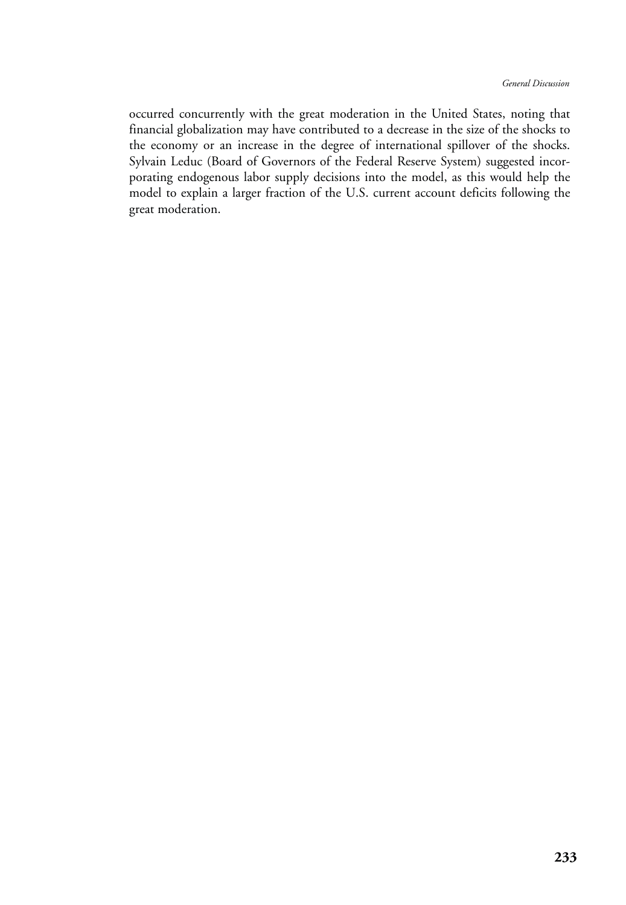occurred concurrently with the great moderation in the United States, noting that financial globalization may have contributed to a decrease in the size of the shocks to the economy or an increase in the degree of international spillover of the shocks. Sylvain Leduc (Board of Governors of the Federal Reserve System) suggested incorporating endogenous labor supply decisions into the model, as this would help the model to explain a larger fraction of the U.S. current account deficits following the great moderation.